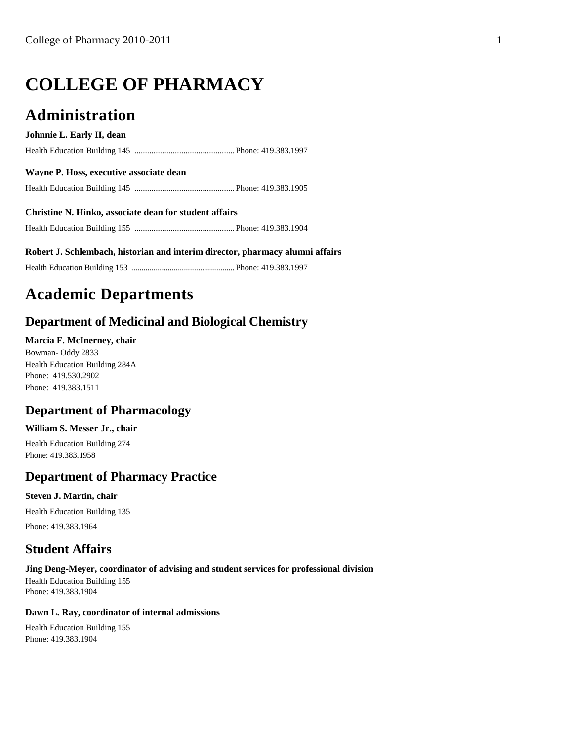# COLLEGE OF PHARMACY

## Administration

**Johnnie L. Early II, dean**

Health Education Building 145 ............................................... Phone: 419.383.1997

**Wayne P. Hoss, executive associate dean**

Health Education Building 145 ............................................... Phone: 419.383.1905

**Christine N. Hinko, associate dean for student affairs**

Health Education Building 155 ............................................... Phone: 419.383.1904

**Robert J. Schlembach, historian and interim director, pharmacy alumni affairs**

Health Education Building 153 .................................................. Phone: 419.383.1997

## Academic Departments

### Department of Medicinal and Biological Chemistry

**Marcia F. McInerney, chair**

Bowman- Oddy 2833
Health Education Building 284A
Phone: 419.530.2902
Phone: 419.383.1511

### Department of Pharmacology

**William S. Messer Jr., chair**

Health Education Building 274
Phone: 419.383.1958

### Department of Pharmacy Practice

**Steven J. Martin, chair**

Health Education Building 135

Phone: 419.383.1964

### Student Affairs

**Jing Deng-Meyer, coordinator of advising and student services for professional division**

Health Education Building 155
Phone: 419.383.1904

**Dawn L. Ray, coordinator of internal admissions**

Health Education Building 155
Phone: 419.383.1904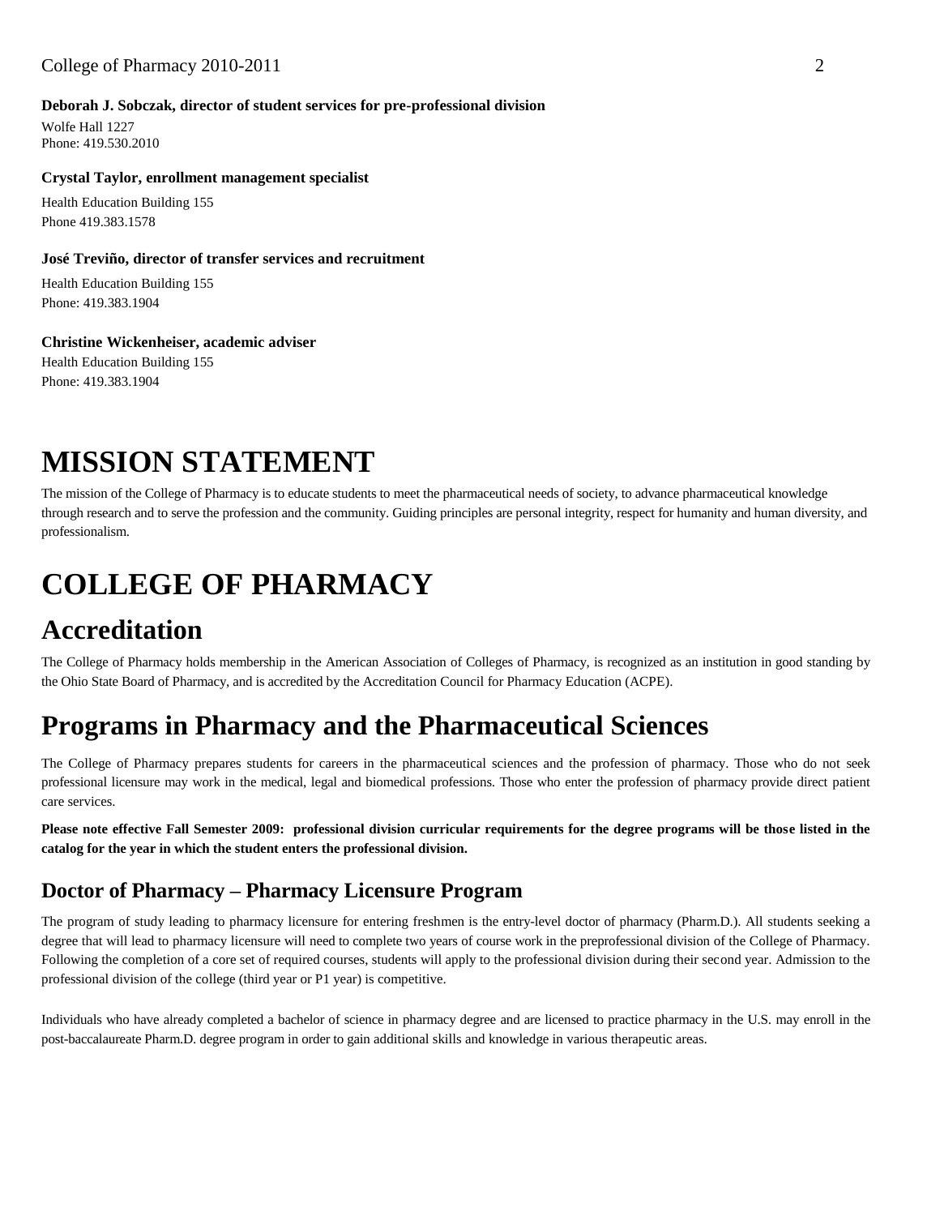**Deborah J. Sobczak, director of student services for pre-professional division**

Wolfe Hall 1227
Phone: 419.530.2010

**Crystal Taylor, enrollment management specialist**

Health Education Building 155
Phone 419.383.1578

**José Treviño, director of transfer services and recruitment**

Health Education Building 155
Phone: 419.383.1904

**Christine Wickenheiser, academic adviser**

Health Education Building 155
Phone: 419.383.1904

# MISSION STATEMENT

The mission of the College of Pharmacy is to educate students to meet the pharmaceutical needs of society, to advance pharmaceutical knowledge through research and to serve the profession and the community. Guiding principles are personal integrity, respect for humanity and human diversity, and professionalism.

# COLLEGE OF PHARMACY

## Accreditation

The College of Pharmacy holds membership in the American Association of Colleges of Pharmacy, is recognized as an institution in good standing by the Ohio State Board of Pharmacy, and is accredited by the Accreditation Council for Pharmacy Education (ACPE).

## Programs in Pharmacy and the Pharmaceutical Sciences

The College of Pharmacy prepares students for careers in the pharmaceutical sciences and the profession of pharmacy. Those who do not seek professional licensure may work in the medical, legal and biomedical professions. Those who enter the profession of pharmacy provide direct patient care services.

**Please note effective Fall Semester 2009: professional division curricular requirements for the degree programs will be those listed in the catalog for the year in which the student enters the professional division.**

### Doctor of Pharmacy – Pharmacy Licensure Program

The program of study leading to pharmacy licensure for entering freshmen is the entry-level doctor of pharmacy (Pharm.D.). All students seeking a degree that will lead to pharmacy licensure will need to complete two years of course work in the preprofessional division of the College of Pharmacy. Following the completion of a core set of required courses, students will apply to the professional division during their second year. Admission to the professional division of the college (third year or P1 year) is competitive.

Individuals who have already completed a bachelor of science in pharmacy degree and are licensed to practice pharmacy in the U.S. may enroll in the post-baccalaureate Pharm.D. degree program in order to gain additional skills and knowledge in various therapeutic areas.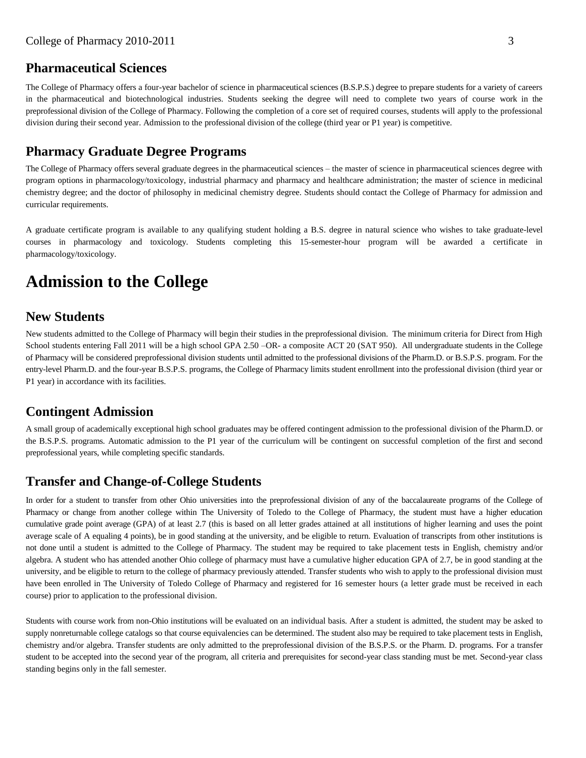## Pharmaceutical Sciences

The College of Pharmacy offers a four-year bachelor of science in pharmaceutical sciences (B.S.P.S.) degree to prepare students for a variety of careers in the pharmaceutical and biotechnological industries. Students seeking the degree will need to complete two years of course work in the preprofessional division of the College of Pharmacy. Following the completion of a core set of required courses, students will apply to the professional division during their second year. Admission to the professional division of the college (third year or P1 year) is competitive.

## Pharmacy Graduate Degree Programs

The College of Pharmacy offers several graduate degrees in the pharmaceutical sciences – the master of science in pharmaceutical sciences degree with program options in pharmacology/toxicology, industrial pharmacy and pharmacy and healthcare administration; the master of science in medicinal chemistry degree; and the doctor of philosophy in medicinal chemistry degree. Students should contact the College of Pharmacy for admission and curricular requirements.

A graduate certificate program is available to any qualifying student holding a B.S. degree in natural science who wishes to take graduate-level courses in pharmacology and toxicology. Students completing this 15-semester-hour program will be awarded a certificate in pharmacology/toxicology.

# Admission to the College

## New Students

New students admitted to the College of Pharmacy will begin their studies in the preprofessional division. The minimum criteria for Direct from High School students entering Fall 2011 will be a high school GPA 2.50 –OR- a composite ACT 20 (SAT 950). All undergraduate students in the College of Pharmacy will be considered preprofessional division students until admitted to the professional divisions of the Pharm.D. or B.S.P.S. program. For the entry-level Pharm.D. and the four-year B.S.P.S. programs, the College of Pharmacy limits student enrollment into the professional division (third year or P1 year) in accordance with its facilities.

## Contingent Admission

A small group of academically exceptional high school graduates may be offered contingent admission to the professional division of the Pharm.D. or the B.S.P.S. programs. Automatic admission to the P1 year of the curriculum will be contingent on successful completion of the first and second preprofessional years, while completing specific standards.

## Transfer and Change-of-College Students

In order for a student to transfer from other Ohio universities into the preprofessional division of any of the baccalaureate programs of the College of Pharmacy or change from another college within The University of Toledo to the College of Pharmacy, the student must have a higher education cumulative grade point average (GPA) of at least 2.7 (this is based on all letter grades attained at all institutions of higher learning and uses the point average scale of A equaling 4 points), be in good standing at the university, and be eligible to return. Evaluation of transcripts from other institutions is not done until a student is admitted to the College of Pharmacy. The student may be required to take placement tests in English, chemistry and/or algebra. A student who has attended another Ohio college of pharmacy must have a cumulative higher education GPA of 2.7, be in good standing at the university, and be eligible to return to the college of pharmacy previously attended. Transfer students who wish to apply to the professional division must have been enrolled in The University of Toledo College of Pharmacy and registered for 16 semester hours (a letter grade must be received in each course) prior to application to the professional division.

Students with course work from non-Ohio institutions will be evaluated on an individual basis. After a student is admitted, the student may be asked to supply nonreturnable college catalogs so that course equivalencies can be determined. The student also may be required to take placement tests in English, chemistry and/or algebra. Transfer students are only admitted to the preprofessional division of the B.S.P.S. or the Pharm. D. programs. For a transfer student to be accepted into the second year of the program, all criteria and prerequisites for second-year class standing must be met. Second-year class standing begins only in the fall semester.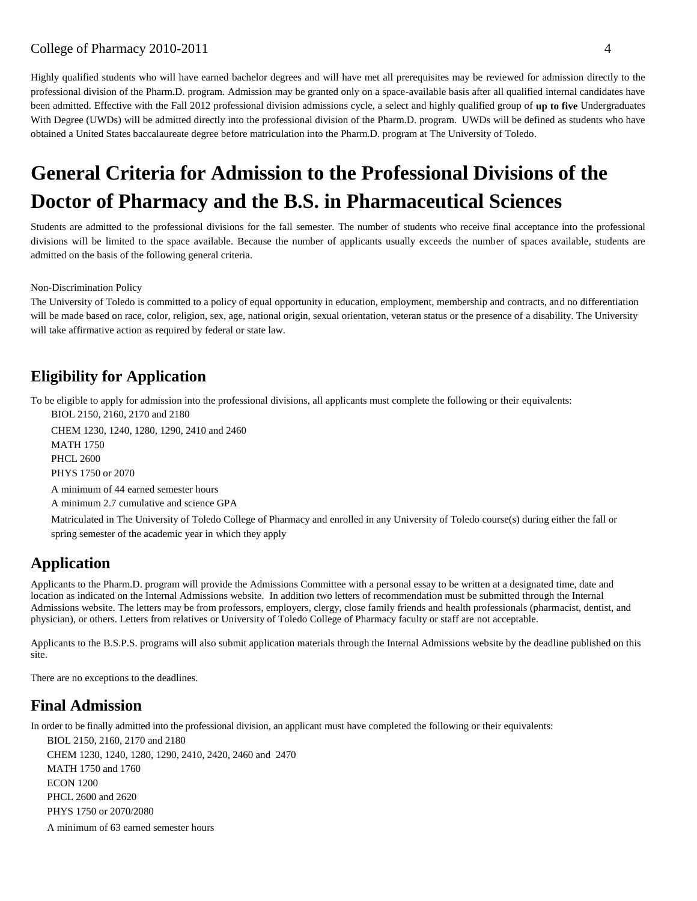Highly qualified students who will have earned bachelor degrees and will have met all prerequisites may be reviewed for admission directly to the professional division of the Pharm.D. program. Admission may be granted only on a space-available basis after all qualified internal candidates have been admitted. Effective with the Fall 2012 professional division admissions cycle, a select and highly qualified group of **up to five** Undergraduates With Degree (UWDs) will be admitted directly into the professional division of the Pharm.D. program. UWDs will be defined as students who have obtained a United States baccalaureate degree before matriculation into the Pharm.D. program at The University of Toledo.

# General Criteria for Admission to the Professional Divisions of the Doctor of Pharmacy and the B.S. in Pharmaceutical Sciences

Students are admitted to the professional divisions for the fall semester. The number of students who receive final acceptance into the professional divisions will be limited to the space available. Because the number of applicants usually exceeds the number of spaces available, students are admitted on the basis of the following general criteria.

Non-Discrimination Policy

The University of Toledo is committed to a policy of equal opportunity in education, employment, membership and contracts, and no differentiation will be made based on race, color, religion, sex, age, national origin, sexual orientation, veteran status or the presence of a disability. The University will take affirmative action as required by federal or state law.

## Eligibility for Application

To be eligible to apply for admission into the professional divisions, all applicants must complete the following or their equivalents:

- BIOL 2150, 2160, 2170 and 2180
- CHEM 1230, 1240, 1280, 1290, 2410 and 2460
- MATH 1750
- PHCL 2600
- PHYS 1750 or 2070
- A minimum of 44 earned semester hours
- A minimum 2.7 cumulative and science GPA
- Matriculated in The University of Toledo College of Pharmacy and enrolled in any University of Toledo course(s) during either the fall or spring semester of the academic year in which they apply

## Application

Applicants to the Pharm.D. program will provide the Admissions Committee with a personal essay to be written at a designated time, date and location as indicated on the Internal Admissions website. In addition two letters of recommendation must be submitted through the Internal Admissions website. The letters may be from professors, employers, clergy, close family friends and health professionals (pharmacist, dentist, and physician), or others. Letters from relatives or University of Toledo College of Pharmacy faculty or staff are not acceptable.

Applicants to the B.S.P.S. programs will also submit application materials through the Internal Admissions website by the deadline published on this site.

There are no exceptions to the deadlines.

## Final Admission

In order to be finally admitted into the professional division, an applicant must have completed the following or their equivalents:

- BIOL 2150, 2160, 2170 and 2180
- CHEM 1230, 1240, 1280, 1290, 2410, 2420, 2460 and 2470
- MATH 1750 and 1760
- ECON 1200
- PHCL 2600 and 2620
- PHYS 1750 or 2070/2080
- A minimum of 63 earned semester hours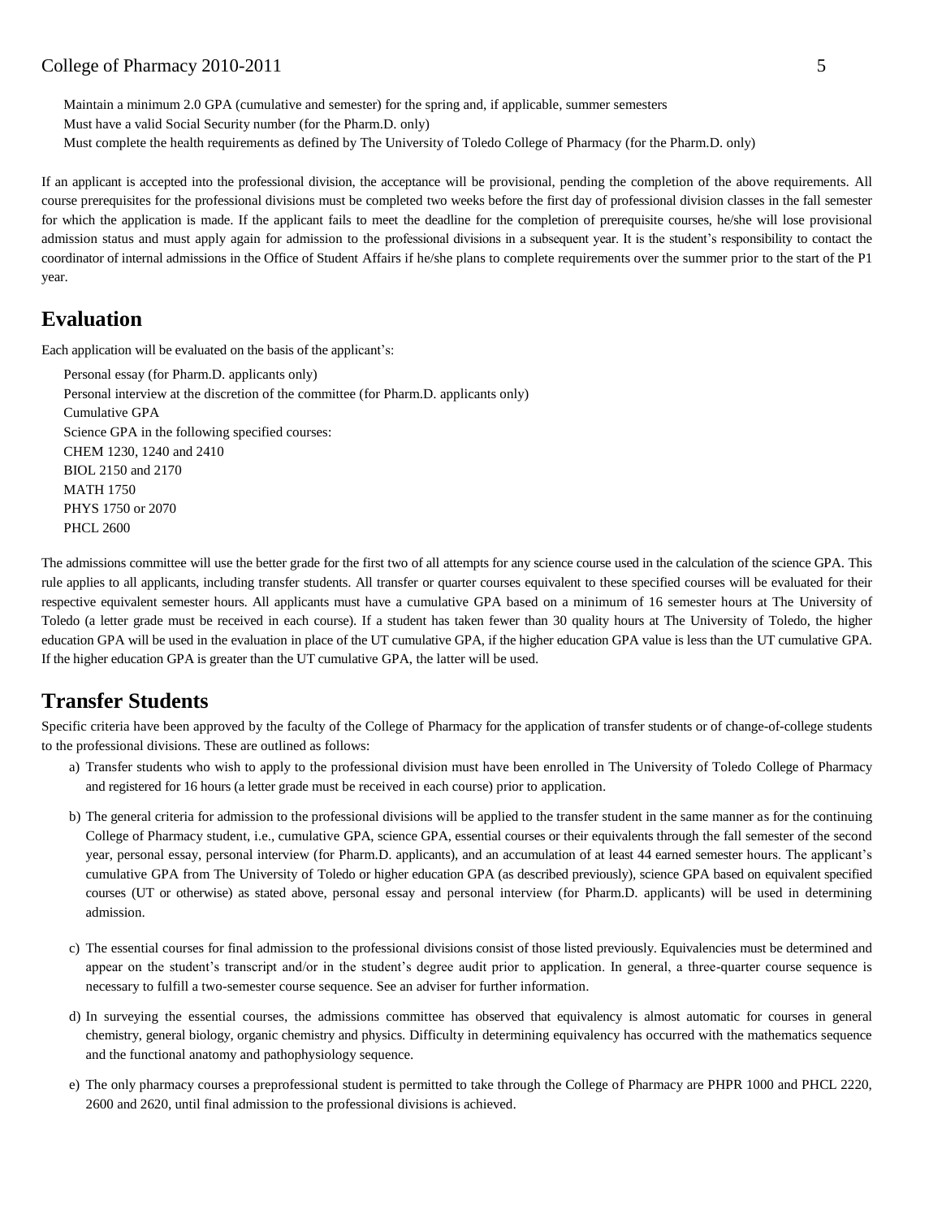Maintain a minimum 2.0 GPA (cumulative and semester) for the spring and, if applicable, summer semesters
Must have a valid Social Security number (for the Pharm.D. only)
Must complete the health requirements as defined by The University of Toledo College of Pharmacy (for the Pharm.D. only)

If an applicant is accepted into the professional division, the acceptance will be provisional, pending the completion of the above requirements. All course prerequisites for the professional divisions must be completed two weeks before the first day of professional division classes in the fall semester for which the application is made. If the applicant fails to meet the deadline for the completion of prerequisite courses, he/she will lose provisional admission status and must apply again for admission to the professional divisions in a subsequent year. It is the student's responsibility to contact the coordinator of internal admissions in the Office of Student Affairs if he/she plans to complete requirements over the summer prior to the start of the P1 year.

## Evaluation

Each application will be evaluated on the basis of the applicant's:

Personal essay (for Pharm.D. applicants only)
Personal interview at the discretion of the committee (for Pharm.D. applicants only)
Cumulative GPA
Science GPA in the following specified courses:
CHEM 1230, 1240 and 2410
BIOL 2150 and 2170
MATH 1750
PHYS 1750 or 2070
PHCL 2600

The admissions committee will use the better grade for the first two of all attempts for any science course used in the calculation of the science GPA. This rule applies to all applicants, including transfer students. All transfer or quarter courses equivalent to these specified courses will be evaluated for their respective equivalent semester hours. All applicants must have a cumulative GPA based on a minimum of 16 semester hours at The University of Toledo (a letter grade must be received in each course). If a student has taken fewer than 30 quality hours at The University of Toledo, the higher education GPA will be used in the evaluation in place of the UT cumulative GPA, if the higher education GPA value is less than the UT cumulative GPA. If the higher education GPA is greater than the UT cumulative GPA, the latter will be used.

## Transfer Students

Specific criteria have been approved by the faculty of the College of Pharmacy for the application of transfer students or of change-of-college students to the professional divisions. These are outlined as follows:

a) Transfer students who wish to apply to the professional division must have been enrolled in The University of Toledo College of Pharmacy and registered for 16 hours (a letter grade must be received in each course) prior to application.

b) The general criteria for admission to the professional divisions will be applied to the transfer student in the same manner as for the continuing College of Pharmacy student, i.e., cumulative GPA, science GPA, essential courses or their equivalents through the fall semester of the second year, personal essay, personal interview (for Pharm.D. applicants), and an accumulation of at least 44 earned semester hours. The applicant's cumulative GPA from The University of Toledo or higher education GPA (as described previously), science GPA based on equivalent specified courses (UT or otherwise) as stated above, personal essay and personal interview (for Pharm.D. applicants) will be used in determining admission.

c) The essential courses for final admission to the professional divisions consist of those listed previously. Equivalencies must be determined and appear on the student's transcript and/or in the student's degree audit prior to application. In general, a three-quarter course sequence is necessary to fulfill a two-semester course sequence. See an adviser for further information.

d) In surveying the essential courses, the admissions committee has observed that equivalency is almost automatic for courses in general chemistry, general biology, organic chemistry and physics. Difficulty in determining equivalency has occurred with the mathematics sequence and the functional anatomy and pathophysiology sequence.

e) The only pharmacy courses a preprofessional student is permitted to take through the College of Pharmacy are PHPR 1000 and PHCL 2220, 2600 and 2620, until final admission to the professional divisions is achieved.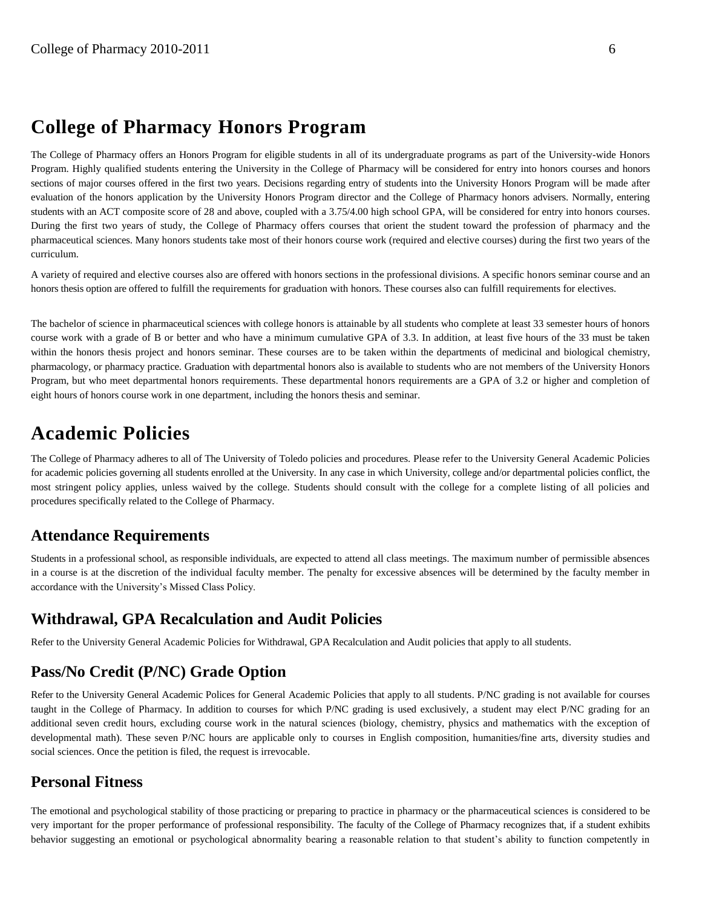# College of Pharmacy Honors Program

The College of Pharmacy offers an Honors Program for eligible students in all of its undergraduate programs as part of the University-wide Honors Program. Highly qualified students entering the University in the College of Pharmacy will be considered for entry into honors courses and honors sections of major courses offered in the first two years. Decisions regarding entry of students into the University Honors Program will be made after evaluation of the honors application by the University Honors Program director and the College of Pharmacy honors advisers. Normally, entering students with an ACT composite score of 28 and above, coupled with a 3.75/4.00 high school GPA, will be considered for entry into honors courses. During the first two years of study, the College of Pharmacy offers courses that orient the student toward the profession of pharmacy and the pharmaceutical sciences. Many honors students take most of their honors course work (required and elective courses) during the first two years of the curriculum.

A variety of required and elective courses also are offered with honors sections in the professional divisions. A specific honors seminar course and an honors thesis option are offered to fulfill the requirements for graduation with honors. These courses also can fulfill requirements for electives.

The bachelor of science in pharmaceutical sciences with college honors is attainable by all students who complete at least 33 semester hours of honors course work with a grade of B or better and who have a minimum cumulative GPA of 3.3. In addition, at least five hours of the 33 must be taken within the honors thesis project and honors seminar. These courses are to be taken within the departments of medicinal and biological chemistry, pharmacology, or pharmacy practice. Graduation with departmental honors also is available to students who are not members of the University Honors Program, but who meet departmental honors requirements. These departmental honors requirements are a GPA of 3.2 or higher and completion of eight hours of honors course work in one department, including the honors thesis and seminar.

# Academic Policies

The College of Pharmacy adheres to all of The University of Toledo policies and procedures. Please refer to the University General Academic Policies for academic policies governing all students enrolled at the University. In any case in which University, college and/or departmental policies conflict, the most stringent policy applies, unless waived by the college. Students should consult with the college for a complete listing of all policies and procedures specifically related to the College of Pharmacy.

## Attendance Requirements

Students in a professional school, as responsible individuals, are expected to attend all class meetings. The maximum number of permissible absences in a course is at the discretion of the individual faculty member. The penalty for excessive absences will be determined by the faculty member in accordance with the University's Missed Class Policy.

## Withdrawal, GPA Recalculation and Audit Policies

Refer to the University General Academic Policies for Withdrawal, GPA Recalculation and Audit policies that apply to all students.

## Pass/No Credit (P/NC) Grade Option

Refer to the University General Academic Polices for General Academic Policies that apply to all students. P/NC grading is not available for courses taught in the College of Pharmacy. In addition to courses for which P/NC grading is used exclusively, a student may elect P/NC grading for an additional seven credit hours, excluding course work in the natural sciences (biology, chemistry, physics and mathematics with the exception of developmental math). These seven P/NC hours are applicable only to courses in English composition, humanities/fine arts, diversity studies and social sciences. Once the petition is filed, the request is irrevocable.

## Personal Fitness

The emotional and psychological stability of those practicing or preparing to practice in pharmacy or the pharmaceutical sciences is considered to be very important for the proper performance of professional responsibility. The faculty of the College of Pharmacy recognizes that, if a student exhibits behavior suggesting an emotional or psychological abnormality bearing a reasonable relation to that student's ability to function competently in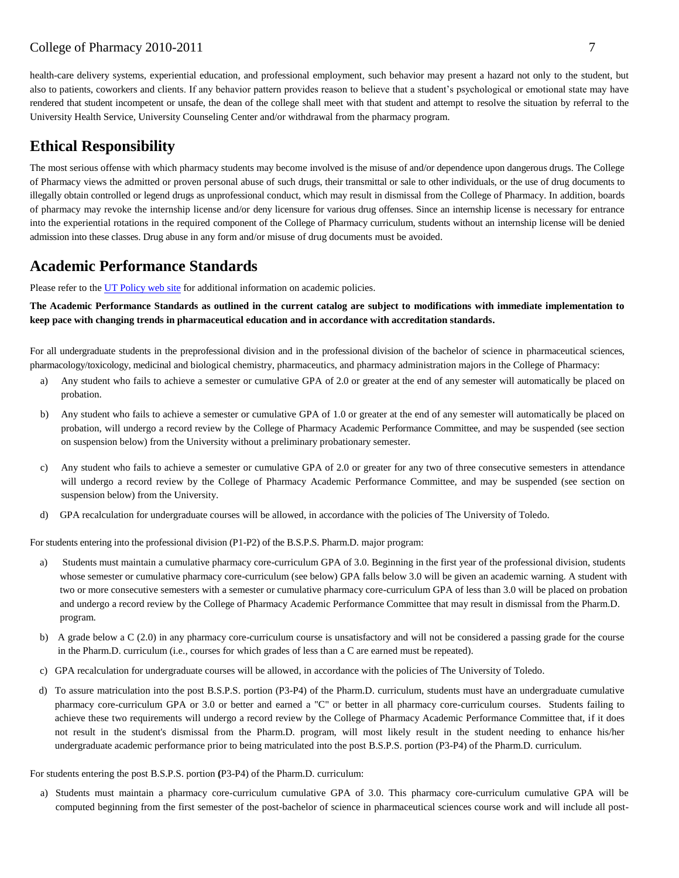health-care delivery systems, experiential education, and professional employment, such behavior may present a hazard not only to the student, but also to patients, coworkers and clients. If any behavior pattern provides reason to believe that a student's psychological or emotional state may have rendered that student incompetent or unsafe, the dean of the college shall meet with that student and attempt to resolve the situation by referral to the University Health Service, University Counseling Center and/or withdrawal from the pharmacy program.

## Ethical Responsibility

The most serious offense with which pharmacy students may become involved is the misuse of and/or dependence upon dangerous drugs. The College of Pharmacy views the admitted or proven personal abuse of such drugs, their transmittal or sale to other individuals, or the use of drug documents to illegally obtain controlled or legend drugs as unprofessional conduct, which may result in dismissal from the College of Pharmacy. In addition, boards of pharmacy may revoke the internship license and/or deny licensure for various drug offenses. Since an internship license is necessary for entrance into the experiential rotations in the required component of the College of Pharmacy curriculum, students without an internship license will be denied admission into these classes. Drug abuse in any form and/or misuse of drug documents must be avoided.

## Academic Performance Standards

Please refer to the UT Policy web site for additional information on academic policies.

**The Academic Performance Standards as outlined in the current catalog are subject to modifications with immediate implementation to keep pace with changing trends in pharmaceutical education and in accordance with accreditation standards.**

For all undergraduate students in the preprofessional division and in the professional division of the bachelor of science in pharmaceutical sciences, pharmacology/toxicology, medicinal and biological chemistry, pharmaceutics, and pharmacy administration majors in the College of Pharmacy:

a) Any student who fails to achieve a semester or cumulative GPA of 2.0 or greater at the end of any semester will automatically be placed on probation.

b) Any student who fails to achieve a semester or cumulative GPA of 1.0 or greater at the end of any semester will automatically be placed on probation, will undergo a record review by the College of Pharmacy Academic Performance Committee, and may be suspended (see section on suspension below) from the University without a preliminary probationary semester.

c) Any student who fails to achieve a semester or cumulative GPA of 2.0 or greater for any two of three consecutive semesters in attendance will undergo a record review by the College of Pharmacy Academic Performance Committee, and may be suspended (see section on suspension below) from the University.

d) GPA recalculation for undergraduate courses will be allowed, in accordance with the policies of The University of Toledo.

For students entering into the professional division (P1-P2) of the B.S.P.S. Pharm.D. major program:

a) Students must maintain a cumulative pharmacy core-curriculum GPA of 3.0. Beginning in the first year of the professional division, students whose semester or cumulative pharmacy core-curriculum (see below) GPA falls below 3.0 will be given an academic warning. A student with two or more consecutive semesters with a semester or cumulative pharmacy core-curriculum GPA of less than 3.0 will be placed on probation and undergo a record review by the College of Pharmacy Academic Performance Committee that may result in dismissal from the Pharm.D. program.

b) A grade below a C (2.0) in any pharmacy core-curriculum course is unsatisfactory and will not be considered a passing grade for the course in the Pharm.D. curriculum (i.e., courses for which grades of less than a C are earned must be repeated).

c) GPA recalculation for undergraduate courses will be allowed, in accordance with the policies of The University of Toledo.

d) To assure matriculation into the post B.S.P.S. portion (P3-P4) of the Pharm.D. curriculum, students must have an undergraduate cumulative pharmacy core-curriculum GPA or 3.0 or better and earned a "C" or better in all pharmacy core-curriculum courses. Students failing to achieve these two requirements will undergo a record review by the College of Pharmacy Academic Performance Committee that, if it does not result in the student's dismissal from the Pharm.D. program, will most likely result in the student needing to enhance his/her undergraduate academic performance prior to being matriculated into the post B.S.P.S. portion (P3-P4) of the Pharm.D. curriculum.

For students entering the post B.S.P.S. portion **(**P3-P4) of the Pharm.D. curriculum:

a) Students must maintain a pharmacy core-curriculum cumulative GPA of 3.0. This pharmacy core-curriculum cumulative GPA will be computed beginning from the first semester of the post-bachelor of science in pharmaceutical sciences course work and will include all post-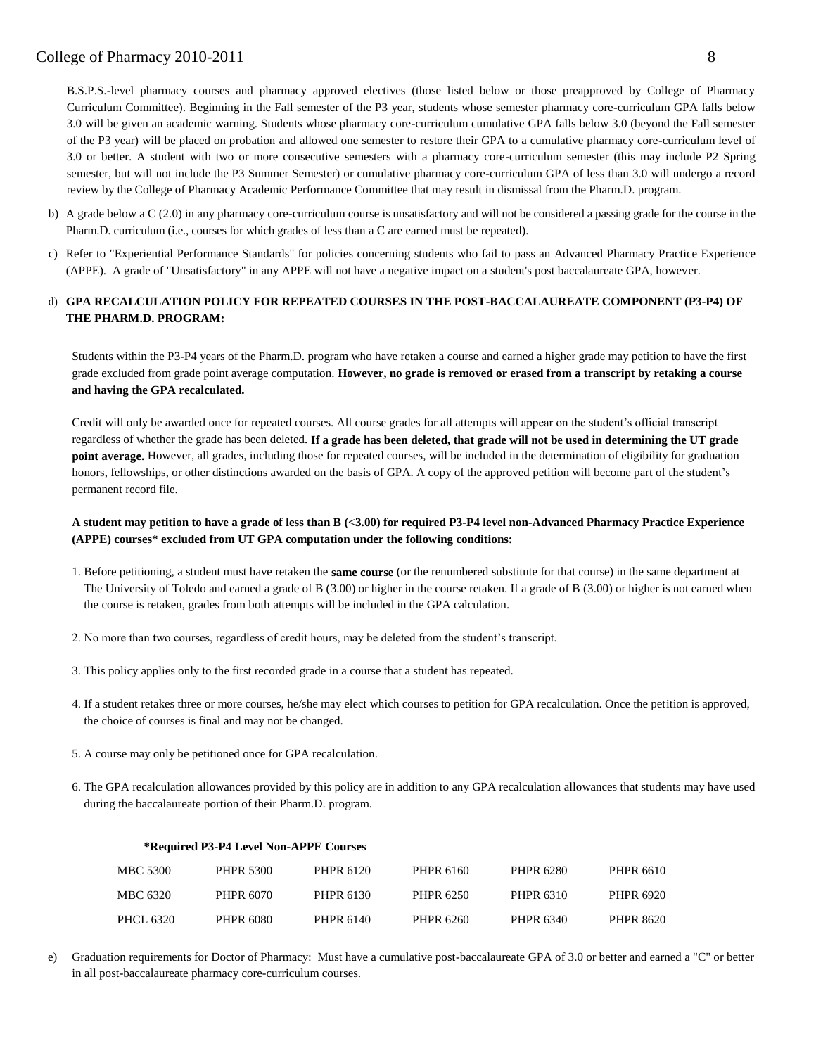B.S.P.S.-level pharmacy courses and pharmacy approved electives (those listed below or those preapproved by College of Pharmacy Curriculum Committee). Beginning in the Fall semester of the P3 year, students whose semester pharmacy core-curriculum GPA falls below 3.0 will be given an academic warning. Students whose pharmacy core-curriculum cumulative GPA falls below 3.0 (beyond the Fall semester of the P3 year) will be placed on probation and allowed one semester to restore their GPA to a cumulative pharmacy core-curriculum level of 3.0 or better. A student with two or more consecutive semesters with a pharmacy core-curriculum semester (this may include P2 Spring semester, but will not include the P3 Summer Semester) or cumulative pharmacy core-curriculum GPA of less than 3.0 will undergo a record review by the College of Pharmacy Academic Performance Committee that may result in dismissal from the Pharm.D. program.

b) A grade below a C (2.0) in any pharmacy core-curriculum course is unsatisfactory and will not be considered a passing grade for the course in the Pharm.D. curriculum (i.e., courses for which grades of less than a C are earned must be repeated).

c) Refer to "Experiential Performance Standards" for policies concerning students who fail to pass an Advanced Pharmacy Practice Experience (APPE). A grade of "Unsatisfactory" in any APPE will not have a negative impact on a student's post baccalaureate GPA, however.

d) **GPA RECALCULATION POLICY FOR REPEATED COURSES IN THE POST-BACCALAUREATE COMPONENT (P3-P4) OF THE PHARM.D. PROGRAM:**

Students within the P3-P4 years of the Pharm.D. program who have retaken a course and earned a higher grade may petition to have the first grade excluded from grade point average computation. **However, no grade is removed or erased from a transcript by retaking a course and having the GPA recalculated.**

Credit will only be awarded once for repeated courses. All course grades for all attempts will appear on the student's official transcript regardless of whether the grade has been deleted. **If a grade has been deleted, that grade will not be used in determining the UT grade point average.** However, all grades, including those for repeated courses, will be included in the determination of eligibility for graduation honors, fellowships, or other distinctions awarded on the basis of GPA. A copy of the approved petition will become part of the student's permanent record file.

**A student may petition to have a grade of less than B (<3.00) for required P3-P4 level non-Advanced Pharmacy Practice Experience (APPE) courses* excluded from UT GPA computation under the following conditions:**

1. Before petitioning, a student must have retaken the **same course** (or the renumbered substitute for that course) in the same department at The University of Toledo and earned a grade of B (3.00) or higher in the course retaken. If a grade of B (3.00) or higher is not earned when the course is retaken, grades from both attempts will be included in the GPA calculation.

2. No more than two courses, regardless of credit hours, may be deleted from the student's transcript.

3. This policy applies only to the first recorded grade in a course that a student has repeated.

4. If a student retakes three or more courses, he/she may elect which courses to petition for GPA recalculation. Once the petition is approved, the choice of courses is final and may not be changed.

5. A course may only be petitioned once for GPA recalculation.

6. The GPA recalculation allowances provided by this policy are in addition to any GPA recalculation allowances that students may have used during the baccalaureate portion of their Pharm.D. program.

**\*Required P3-P4 Level Non-APPE Courses**

| | | | | | |
|---|---|---|---|---|---|
| MBC 5300 | PHPR 5300 | PHPR 6120 | PHPR 6160 | PHPR 6280 | PHPR 6610 |
| MBC 6320 | PHPR 6070 | PHPR 6130 | PHPR 6250 | PHPR 6310 | PHPR 6920 |
| PHCL 6320 | PHPR 6080 | PHPR 6140 | PHPR 6260 | PHPR 6340 | PHPR 8620 |

e) Graduation requirements for Doctor of Pharmacy: Must have a cumulative post-baccalaureate GPA of 3.0 or better and earned a "C" or better in all post-baccalaureate pharmacy core-curriculum courses.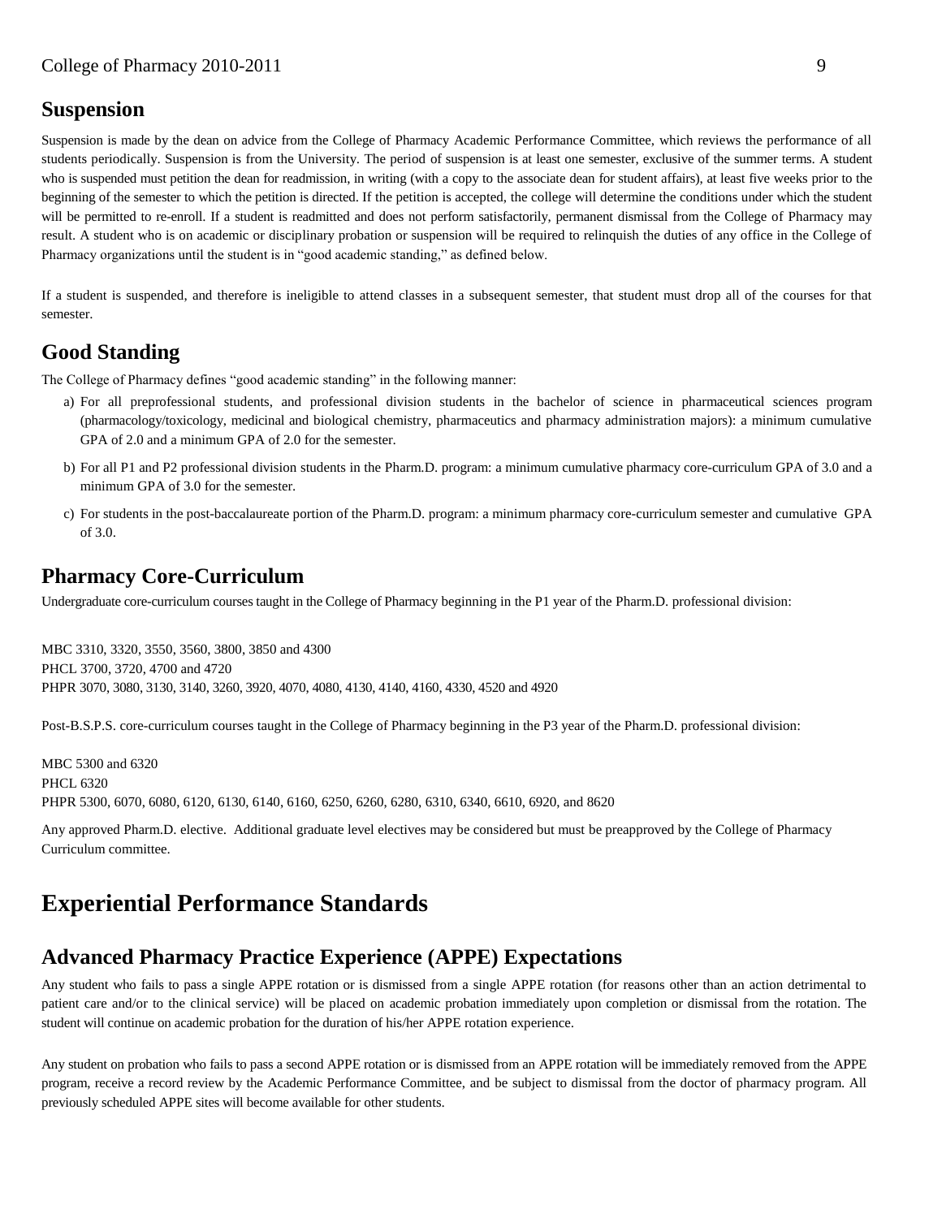## Suspension

Suspension is made by the dean on advice from the College of Pharmacy Academic Performance Committee, which reviews the performance of all students periodically. Suspension is from the University. The period of suspension is at least one semester, exclusive of the summer terms. A student who is suspended must petition the dean for readmission, in writing (with a copy to the associate dean for student affairs), at least five weeks prior to the beginning of the semester to which the petition is directed. If the petition is accepted, the college will determine the conditions under which the student will be permitted to re-enroll. If a student is readmitted and does not perform satisfactorily, permanent dismissal from the College of Pharmacy may result. A student who is on academic or disciplinary probation or suspension will be required to relinquish the duties of any office in the College of Pharmacy organizations until the student is in "good academic standing," as defined below.

If a student is suspended, and therefore is ineligible to attend classes in a subsequent semester, that student must drop all of the courses for that semester.

## Good Standing

The College of Pharmacy defines "good academic standing" in the following manner:

a) For all preprofessional students, and professional division students in the bachelor of science in pharmaceutical sciences program (pharmacology/toxicology, medicinal and biological chemistry, pharmaceutics and pharmacy administration majors): a minimum cumulative GPA of 2.0 and a minimum GPA of 2.0 for the semester.

b) For all P1 and P2 professional division students in the Pharm.D. program: a minimum cumulative pharmacy core-curriculum GPA of 3.0 and a minimum GPA of 3.0 for the semester.

c) For students in the post-baccalaureate portion of the Pharm.D. program: a minimum pharmacy core-curriculum semester and cumulative GPA of 3.0.

## Pharmacy Core-Curriculum

Undergraduate core-curriculum courses taught in the College of Pharmacy beginning in the P1 year of the Pharm.D. professional division:

MBC 3310, 3320, 3550, 3560, 3800, 3850 and 4300
PHCL 3700, 3720, 4700 and 4720
PHPR 3070, 3080, 3130, 3140, 3260, 3920, 4070, 4080, 4130, 4140, 4160, 4330, 4520 and 4920

Post-B.S.P.S. core-curriculum courses taught in the College of Pharmacy beginning in the P3 year of the Pharm.D. professional division:

MBC 5300 and 6320
PHCL 6320
PHPR 5300, 6070, 6080, 6120, 6130, 6140, 6160, 6250, 6260, 6280, 6310, 6340, 6610, 6920, and 8620

Any approved Pharm.D. elective. Additional graduate level electives may be considered but must be preapproved by the College of Pharmacy Curriculum committee.

# Experiential Performance Standards

## Advanced Pharmacy Practice Experience (APPE) Expectations

Any student who fails to pass a single APPE rotation or is dismissed from a single APPE rotation (for reasons other than an action detrimental to patient care and/or to the clinical service) will be placed on academic probation immediately upon completion or dismissal from the rotation. The student will continue on academic probation for the duration of his/her APPE rotation experience.

Any student on probation who fails to pass a second APPE rotation or is dismissed from an APPE rotation will be immediately removed from the APPE program, receive a record review by the Academic Performance Committee, and be subject to dismissal from the doctor of pharmacy program. All previously scheduled APPE sites will become available for other students.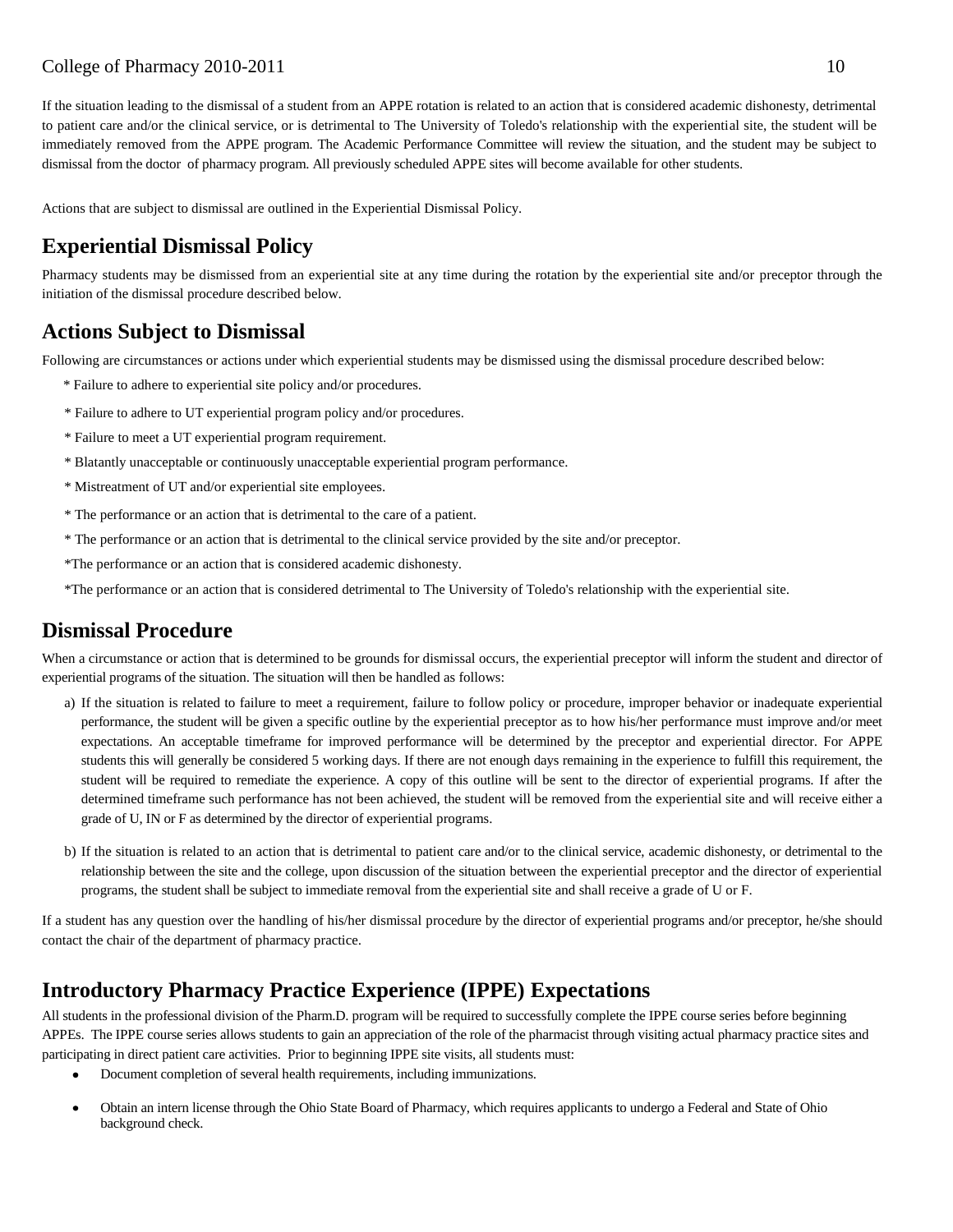If the situation leading to the dismissal of a student from an APPE rotation is related to an action that is considered academic dishonesty, detrimental to patient care and/or the clinical service, or is detrimental to The University of Toledo's relationship with the experiential site, the student will be immediately removed from the APPE program. The Academic Performance Committee will review the situation, and the student may be subject to dismissal from the doctor of pharmacy program. All previously scheduled APPE sites will become available for other students.

Actions that are subject to dismissal are outlined in the Experiential Dismissal Policy.

## Experiential Dismissal Policy

Pharmacy students may be dismissed from an experiential site at any time during the rotation by the experiential site and/or preceptor through the initiation of the dismissal procedure described below.

## Actions Subject to Dismissal

Following are circumstances or actions under which experiential students may be dismissed using the dismissal procedure described below:

* Failure to adhere to experiential site policy and/or procedures.
* Failure to adhere to UT experiential program policy and/or procedures.
* Failure to meet a UT experiential program requirement.
* Blatantly unacceptable or continuously unacceptable experiential program performance.
* Mistreatment of UT and/or experiential site employees.
* The performance or an action that is detrimental to the care of a patient.
* The performance or an action that is detrimental to the clinical service provided by the site and/or preceptor.
* The performance or an action that is considered academic dishonesty.
* The performance or an action that is considered detrimental to The University of Toledo's relationship with the experiential site.

## Dismissal Procedure

When a circumstance or action that is determined to be grounds for dismissal occurs, the experiential preceptor will inform the student and director of experiential programs of the situation. The situation will then be handled as follows:

a) If the situation is related to failure to meet a requirement, failure to follow policy or procedure, improper behavior or inadequate experiential performance, the student will be given a specific outline by the experiential preceptor as to how his/her performance must improve and/or meet expectations. An acceptable timeframe for improved performance will be determined by the preceptor and experiential director. For APPE students this will generally be considered 5 working days. If there are not enough days remaining in the experience to fulfill this requirement, the student will be required to remediate the experience. A copy of this outline will be sent to the director of experiential programs. If after the determined timeframe such performance has not been achieved, the student will be removed from the experiential site and will receive either a grade of U, IN or F as determined by the director of experiential programs.

b) If the situation is related to an action that is detrimental to patient care and/or to the clinical service, academic dishonesty, or detrimental to the relationship between the site and the college, upon discussion of the situation between the experiential preceptor and the director of experiential programs, the student shall be subject to immediate removal from the experiential site and shall receive a grade of U or F.

If a student has any question over the handling of his/her dismissal procedure by the director of experiential programs and/or preceptor, he/she should contact the chair of the department of pharmacy practice.

## Introductory Pharmacy Practice Experience (IPPE) Expectations

All students in the professional division of the Pharm.D. program will be required to successfully complete the IPPE course series before beginning APPEs. The IPPE course series allows students to gain an appreciation of the role of the pharmacist through visiting actual pharmacy practice sites and participating in direct patient care activities. Prior to beginning IPPE site visits, all students must:

- Document completion of several health requirements, including immunizations.
- Obtain an intern license through the Ohio State Board of Pharmacy, which requires applicants to undergo a Federal and State of Ohio background check.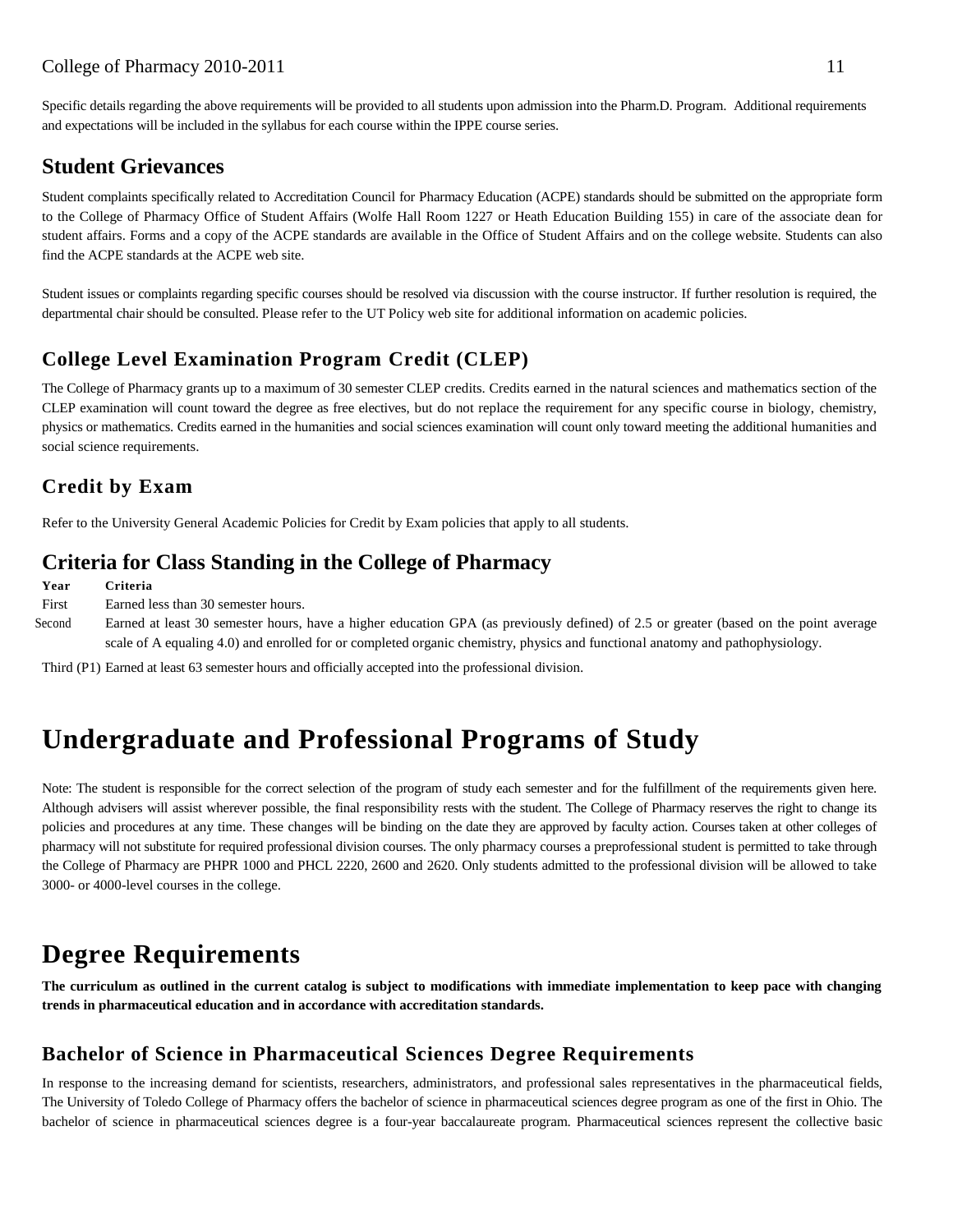Specific details regarding the above requirements will be provided to all students upon admission into the Pharm.D. Program. Additional requirements and expectations will be included in the syllabus for each course within the IPPE course series.

## Student Grievances

Student complaints specifically related to Accreditation Council for Pharmacy Education (ACPE) standards should be submitted on the appropriate form to the College of Pharmacy Office of Student Affairs (Wolfe Hall Room 1227 or Heath Education Building 155) in care of the associate dean for student affairs. Forms and a copy of the ACPE standards are available in the Office of Student Affairs and on the college website. Students can also find the ACPE standards at the ACPE web site.

Student issues or complaints regarding specific courses should be resolved via discussion with the course instructor. If further resolution is required, the departmental chair should be consulted. Please refer to the UT Policy web site for additional information on academic policies.

## College Level Examination Program Credit (CLEP)

The College of Pharmacy grants up to a maximum of 30 semester CLEP credits. Credits earned in the natural sciences and mathematics section of the CLEP examination will count toward the degree as free electives, but do not replace the requirement for any specific course in biology, chemistry, physics or mathematics. Credits earned in the humanities and social sciences examination will count only toward meeting the additional humanities and social science requirements.

## Credit by Exam

Refer to the University General Academic Policies for Credit by Exam policies that apply to all students.

## Criteria for Class Standing in the College of Pharmacy

| Year | Criteria |
| --- | --- |
| First | Earned less than 30 semester hours. |
| Second | Earned at least 30 semester hours, have a higher education GPA (as previously defined) of 2.5 or greater (based on the point average scale of A equaling 4.0) and enrolled for or completed organic chemistry, physics and functional anatomy and pathophysiology. |
| Third (P1) | Earned at least 63 semester hours and officially accepted into the professional division. |

# Undergraduate and Professional Programs of Study

Note: The student is responsible for the correct selection of the program of study each semester and for the fulfillment of the requirements given here. Although advisers will assist wherever possible, the final responsibility rests with the student. The College of Pharmacy reserves the right to change its policies and procedures at any time. These changes will be binding on the date they are approved by faculty action. Courses taken at other colleges of pharmacy will not substitute for required professional division courses. The only pharmacy courses a preprofessional student is permitted to take through the College of Pharmacy are PHPR 1000 and PHCL 2220, 2600 and 2620. Only students admitted to the professional division will be allowed to take 3000- or 4000-level courses in the college.

# Degree Requirements

**The curriculum as outlined in the current catalog is subject to modifications with immediate implementation to keep pace with changing trends in pharmaceutical education and in accordance with accreditation standards.**

## Bachelor of Science in Pharmaceutical Sciences Degree Requirements

In response to the increasing demand for scientists, researchers, administrators, and professional sales representatives in the pharmaceutical fields, The University of Toledo College of Pharmacy offers the bachelor of science in pharmaceutical sciences degree program as one of the first in Ohio. The bachelor of science in pharmaceutical sciences degree is a four-year baccalaureate program. Pharmaceutical sciences represent the collective basic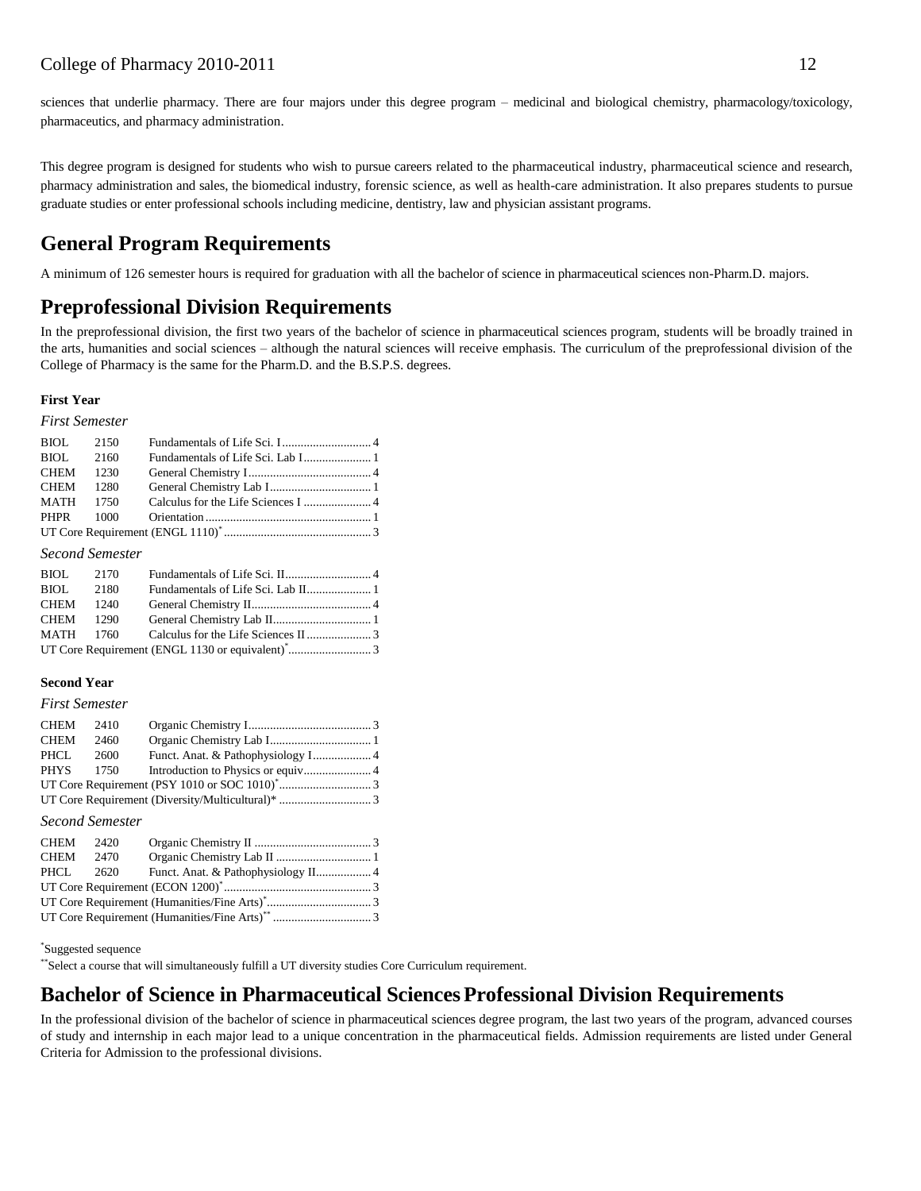sciences that underlie pharmacy. There are four majors under this degree program – medicinal and biological chemistry, pharmacology/toxicology, pharmaceutics, and pharmacy administration.

This degree program is designed for students who wish to pursue careers related to the pharmaceutical industry, pharmaceutical science and research, pharmacy administration and sales, the biomedical industry, forensic science, as well as health-care administration. It also prepares students to pursue graduate studies or enter professional schools including medicine, dentistry, law and physician assistant programs.

## General Program Requirements

A minimum of 126 semester hours is required for graduation with all the bachelor of science in pharmaceutical sciences non-Pharm.D. majors.

## Preprofessional Division Requirements

In the preprofessional division, the first two years of the bachelor of science in pharmaceutical sciences program, students will be broadly trained in the arts, humanities and social sciences – although the natural sciences will receive emphasis. The curriculum of the preprofessional division of the College of Pharmacy is the same for the Pharm.D. and the B.S.P.S. degrees.

**First Year**

*First Semester*

| | | | |
|---|---|---|---|
| BIOL | 2150 | Fundamentals of Life Sci. I | 4 |
| BIOL | 2160 | Fundamentals of Life Sci. Lab I | 1 |
| CHEM | 1230 | General Chemistry I | 4 |
| CHEM | 1280 | General Chemistry Lab I | 1 |
| MATH | 1750 | Calculus for the Life Sciences I | 4 |
| PHPR | 1000 | Orientation | 1 |
| UT Core Requirement (ENGL 1110)* | | | 3 |

*Second Semester*

| | | | |
|---|---|---|---|
| BIOL | 2170 | Fundamentals of Life Sci. II | 4 |
| BIOL | 2180 | Fundamentals of Life Sci. Lab II | 1 |
| CHEM | 1240 | General Chemistry II | 4 |
| CHEM | 1290 | General Chemistry Lab II | 1 |
| MATH | 1760 | Calculus for the Life Sciences II | 3 |
| UT Core Requirement (ENGL 1130 or equivalent)* | | | 3 |

**Second Year**

*First Semester*

| | | | |
|---|---|---|---|
| CHEM | 2410 | Organic Chemistry I | 3 |
| CHEM | 2460 | Organic Chemistry Lab I | 1 |
| PHCL | 2600 | Funct. Anat. & Pathophysiology I | 4 |
| PHYS | 1750 | Introduction to Physics or equiv | 4 |
| UT Core Requirement (PSY 1010 or SOC 1010)* | | | 3 |
| UT Core Requirement (Diversity/Multicultural)* | | | 3 |

*Second Semester*

| | | | |
|---|---|---|---|
| CHEM | 2420 | Organic Chemistry II | 3 |
| CHEM | 2470 | Organic Chemistry Lab II | 1 |
| PHCL | 2620 | Funct. Anat. & Pathophysiology II | 4 |
| UT Core Requirement (ECON 1200)* | | | 3 |
| UT Core Requirement (Humanities/Fine Arts)* | | | 3 |
| UT Core Requirement (Humanities/Fine Arts)** | | | 3 |

*Suggested sequence

**Select a course that will simultaneously fulfill a UT diversity studies Core Curriculum requirement.

## Bachelor of Science in Pharmaceutical Sciences Professional Division Requirements

In the professional division of the bachelor of science in pharmaceutical sciences degree program, the last two years of the program, advanced courses of study and internship in each major lead to a unique concentration in the pharmaceutical fields. Admission requirements are listed under General Criteria for Admission to the professional divisions.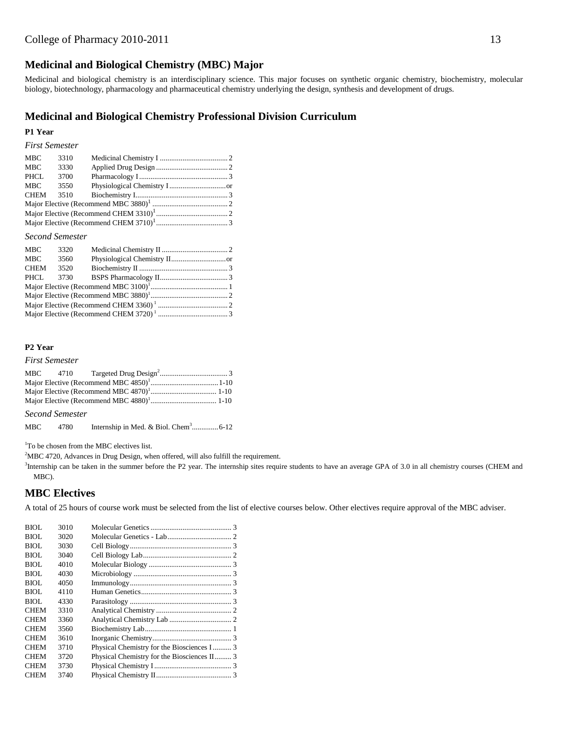## Medicinal and Biological Chemistry (MBC) Major

Medicinal and biological chemistry is an interdisciplinary science. This major focuses on synthetic organic chemistry, biochemistry, molecular biology, biotechnology, pharmacology and pharmaceutical chemistry underlying the design, synthesis and development of drugs.

## Medicinal and Biological Chemistry Professional Division Curriculum

### P1 Year

*First Semester*

| | | | |
|---|---|---|---|
| MBC | 3310 | Medicinal Chemistry I | 2 |
| MBC | 3330 | Applied Drug Design | 2 |
| PHCL | 3700 | Pharmacology I | 3 |
| MBC | 3550 | Physiological Chemistry I | or |
| CHEM | 3510 | Biochemistry I | 3 |
| Major Elective (Recommend MBC 3880)[1] | | | 2 |
| Major Elective (Recommend CHEM 3310)[1] | | | 2 |
| Major Elective (Recommend CHEM 3710)[1] | | | 3 |

*Second Semester*

| | | | |
|---|---|---|---|
| MBC | 3320 | Medicinal Chemistry II | 2 |
| MBC | 3560 | Physiological Chemistry II | or |
| CHEM | 3520 | Biochemistry II | 3 |
| PHCL | 3730 | BSPS Pharmacology II | 3 |
| Major Elective (Recommend MBC 3100)[1] | | | 1 |
| Major Elective (Recommend MBC 3880)[1] | | | 2 |
| Major Elective (Recommend CHEM 3360)[1] | | | 2 |
| Major Elective (Recommend CHEM 3720)[1] | | | 3 |

### P2 Year

*First Semester*

| | | | |
|---|---|---|---|
| MBC | 4710 | Targeted Drug Design[2] | 3 |
| Major Elective (Recommend MBC 4850)[1] | | | 1-10 |
| Major Elective (Recommend MBC 4870)[1] | | | 1-10 |
| Major Elective (Recommend MBC 4880)[1] | | | 1-10 |

*Second Semester*

| | | | |
|---|---|---|---|
| MBC | 4780 | Internship in Med. & Biol. Chem[3] | 6-12 |

[1]To be chosen from the MBC electives list.

[2]MBC 4720, Advances in Drug Design, when offered, will also fulfill the requirement.

[3]Internship can be taken in the summer before the P2 year. The internship sites require students to have an average GPA of 3.0 in all chemistry courses (CHEM and MBC).

## MBC Electives

A total of 25 hours of course work must be selected from the list of elective courses below. Other electives require approval of the MBC adviser.

| | | | |
|---|---|---|---|
| BIOL | 3010 | Molecular Genetics | 3 |
| BIOL | 3020 | Molecular Genetics - Lab | 2 |
| BIOL | 3030 | Cell Biology | 3 |
| BIOL | 3040 | Cell Biology Lab | 2 |
| BIOL | 4010 | Molecular Biology | 3 |
| BIOL | 4030 | Microbiology | 3 |
| BIOL | 4050 | Immunology | 3 |
| BIOL | 4110 | Human Genetics | 3 |
| BIOL | 4330 | Parasitology | 3 |
| CHEM | 3310 | Analytical Chemistry | 2 |
| CHEM | 3360 | Analytical Chemistry Lab | 2 |
| CHEM | 3560 | Biochemistry Lab | 1 |
| CHEM | 3610 | Inorganic Chemistry | 3 |
| CHEM | 3710 | Physical Chemistry for the Biosciences I | 3 |
| CHEM | 3720 | Physical Chemistry for the Biosciences II | 3 |
| CHEM | 3730 | Physical Chemistry I | 3 |
| CHEM | 3740 | Physical Chemistry II | 3 |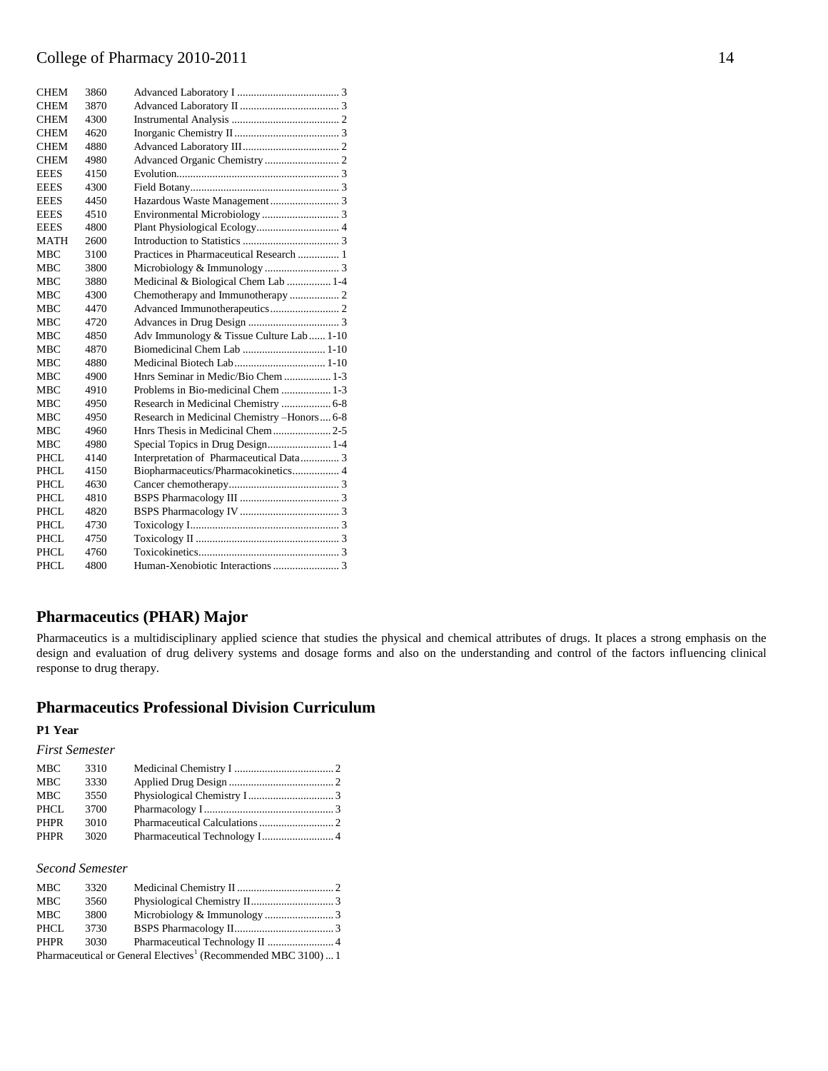| | | |
|---|---|---|
| CHEM | 3860 | Advanced Laboratory I .................................... 3 |
| CHEM | 3870 | Advanced Laboratory II .................................... 3 |
| CHEM | 4300 | Instrumental Analysis ...................................... 2 |
| CHEM | 4620 | Inorganic Chemistry II ...................................... 3 |
| CHEM | 4880 | Advanced Laboratory III.................................. 2 |
| CHEM | 4980 | Advanced Organic Chemistry ........................... 2 |
| EEES | 4150 | Evolution.......................................................... 3 |
| EEES | 4300 | Field Botany...................................................... 3 |
| EEES | 4450 | Hazardous Waste Management......................... 3 |
| EEES | 4510 | Environmental Microbiology ............................ 3 |
| EEES | 4800 | Plant Physiological Ecology.............................. 4 |
| MATH | 2600 | Introduction to Statistics ................................... 3 |
| MBC | 3100 | Practices in Pharmaceutical Research ............... 1 |
| MBC | 3800 | Microbiology & Immunology ........................... 3 |
| MBC | 3880 | Medicinal & Biological Chem Lab ................ 1-4 |
| MBC | 4300 | Chemotherapy and Immunotherapy .................. 2 |
| MBC | 4470 | Advanced Immunotherapeutics......................... 2 |
| MBC | 4720 | Advances in Drug Design ................................. 3 |
| MBC | 4850 | Adv Immunology & Tissue Culture Lab...... 1-10 |
| MBC | 4870 | Biomedicinal Chem Lab .............................. 1-10 |
| MBC | 4880 | Medicinal Biotech Lab................................. 1-10 |
| MBC | 4900 | Hnrs Seminar in Medic/Bio Chem ................. 1-3 |
| MBC | 4910 | Problems in Bio-medicinal Chem .................. 1-3 |
| MBC | 4950 | Research in Medicinal Chemistry .................. 6-8 |
| MBC | 4950 | Research in Medicinal Chemistry –Honors.... 6-8 |
| MBC | 4960 | Hnrs Thesis in Medicinal Chem..................... 2-5 |
| MBC | 4980 | Special Topics in Drug Design....................... 1-4 |
| PHCL | 4140 | Interpretation of Pharmaceutical Data.............. 3 |
| PHCL | 4150 | Biopharmaceutics/Pharmacokinetics................. 4 |
| PHCL | 4630 | Cancer chemotherapy........................................ 3 |
| PHCL | 4810 | BSPS Pharmacology III .................................... 3 |
| PHCL | 4820 | BSPS Pharmacology IV .................................... 3 |
| PHCL | 4730 | Toxicology I...................................................... 3 |
| PHCL | 4750 | Toxicology II ................................................... 3 |
| PHCL | 4760 | Toxicokinetics................................................... 3 |
| PHCL | 4800 | Human-Xenobiotic Interactions ........................ 3 |

## Pharmaceutics (PHAR) Major

Pharmaceutics is a multidisciplinary applied science that studies the physical and chemical attributes of drugs. It places a strong emphasis on the design and evaluation of drug delivery systems and dosage forms and also on the understanding and control of the factors influencing clinical response to drug therapy.

## Pharmaceutics Professional Division Curriculum

**P1 Year**

*First Semester*

| | | |
|---|---|---|
| MBC | 3310 | Medicinal Chemistry I ................................... 2 |
| MBC | 3330 | Applied Drug Design ...................................... 2 |
| MBC | 3550 | Physiological Chemistry I ............................... 3 |
| PHCL | 3700 | Pharmacology I ............................................... 3 |
| PHPR | 3010 | Pharmaceutical Calculations ........................... 2 |
| PHPR | 3020 | Pharmaceutical Technology I.......................... 4 |

*Second Semester*

| | | |
|---|---|---|
| MBC | 3320 | Medicinal Chemistry II .................................. 2 |
| MBC | 3560 | Physiological Chemistry II.............................. 3 |
| MBC | 3800 | Microbiology & Immunology ......................... 3 |
| PHCL | 3730 | BSPS Pharmacology II.................................... 3 |
| PHPR | 3030 | Pharmaceutical Technology II ........................ 4 |

Pharmaceutical or General Electives[1] (Recommended MBC 3100) ... 1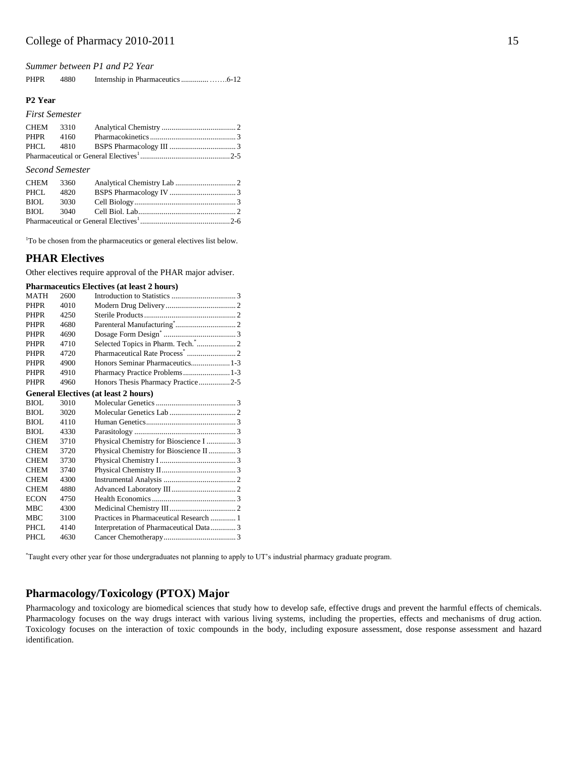*Summer between P1 and P2 Year*

| | | | |
|---|---|---|---|
| PHPR | 4880 | Internship in Pharmaceutics | 6-12 |

**P2 Year**

*First Semester*

| | | | |
|---|---|---|---|
| CHEM | 3310 | Analytical Chemistry | 2 |
| PHPR | 4160 | Pharmacokinetics | 3 |
| PHCL | 4810 | BSPS Pharmacology III | 3 |
| Pharmaceutical or General Electives[1] | | | 2-5 |

*Second Semester*

| | | | |
|---|---|---|---|
| CHEM | 3360 | Analytical Chemistry Lab | 2 |
| PHCL | 4820 | BSPS Pharmacology IV | 3 |
| BIOL | 3030 | Cell Biology | 3 |
| BIOL | 3040 | Cell Biol. Lab | 2 |
| Pharmaceutical or General Electives[1] | | | 2-6 |

[1]To be chosen from the pharmaceutics or general electives list below.

## PHAR Electives

Other electives require approval of the PHAR major adviser.

**Pharmaceutics Electives (at least 2 hours)**

| | | | |
|---|---|---|---|
| MATH | 2600 | Introduction to Statistics | 3 |
| PHPR | 4010 | Modern Drug Delivery | 2 |
| PHPR | 4250 | Sterile Products | 2 |
| PHPR | 4680 | Parenteral Manufacturing* | 2 |
| PHPR | 4690 | Dosage Form Design* | 3 |
| PHPR | 4710 | Selected Topics in Pharm. Tech.* | 2 |
| PHPR | 4720 | Pharmaceutical Rate Process* | 2 |
| PHPR | 4900 | Honors Seminar Pharmaceutics | 1-3 |
| PHPR | 4910 | Pharmacy Practice Problems | 1-3 |
| PHPR | 4960 | Honors Thesis Pharmacy Practice | 2-5 |

**General Electives (at least 2 hours)**

| | | | |
|---|---|---|---|
| BIOL | 3010 | Molecular Genetics | 3 |
| BIOL | 3020 | Molecular Genetics Lab | 2 |
| BIOL | 4110 | Human Genetics | 3 |
| BIOL | 4330 | Parasitology | 3 |
| CHEM | 3710 | Physical Chemistry for Bioscience I | 3 |
| CHEM | 3720 | Physical Chemistry for Bioscience II | 3 |
| CHEM | 3730 | Physical Chemistry I | 3 |
| CHEM | 3740 | Physical Chemistry II | 3 |
| CHEM | 4300 | Instrumental Analysis | 2 |
| CHEM | 4880 | Advanced Laboratory III | 2 |
| ECON | 4750 | Health Economics | 3 |
| MBC | 4300 | Medicinal Chemistry III | 2 |
| MBC | 3100 | Practices in Pharmaceutical Research | 1 |
| PHCL | 4140 | Interpretation of Pharmaceutical Data | 3 |
| PHCL | 4630 | Cancer Chemotherapy | 3 |

*Taught every other year for those undergraduates not planning to apply to UT's industrial pharmacy graduate program.

## Pharmacology/Toxicology (PTOX) Major

Pharmacology and toxicology are biomedical sciences that study how to develop safe, effective drugs and prevent the harmful effects of chemicals. Pharmacology focuses on the way drugs interact with various living systems, including the properties, effects and mechanisms of drug action. Toxicology focuses on the interaction of toxic compounds in the body, including exposure assessment, dose response assessment and hazard identification.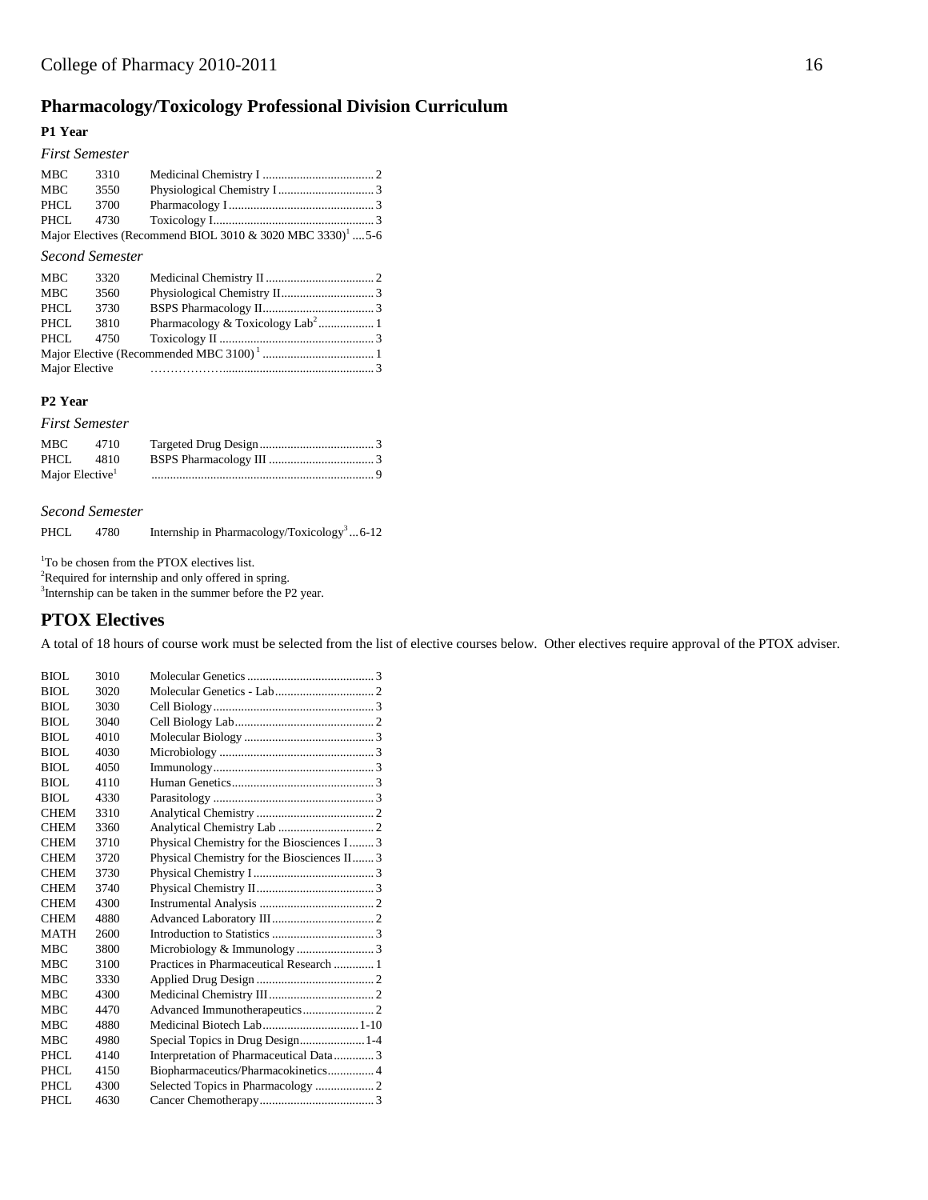## Pharmacology/Toxicology Professional Division Curriculum

### P1 Year

*First Semester*

| | | | |
|---|---|---|---|
| MBC | 3310 | Medicinal Chemistry I | 2 |
| MBC | 3550 | Physiological Chemistry I | 3 |
| PHCL | 3700 | Pharmacology I | 3 |
| PHCL | 4730 | Toxicology I | 3 |
| Major Electives (Recommend BIOL 3010 & 3020 MBC 3330)[1] | | | 5-6 |

*Second Semester*

| | | | |
|---|---|---|---|
| MBC | 3320 | Medicinal Chemistry II | 2 |
| MBC | 3560 | Physiological Chemistry II | 3 |
| PHCL | 3730 | BSPS Pharmacology II | 3 |
| PHCL | 3810 | Pharmacology & Toxicology Lab[2] | 1 |
| PHCL | 4750 | Toxicology II | 3 |
| Major Elective (Recommended MBC 3100)[1] | | | 1 |
| Major Elective | | | 3 |

### P2 Year

*First Semester*

| | | | |
|---|---|---|---|
| MBC | 4710 | Targeted Drug Design | 3 |
| PHCL | 4810 | BSPS Pharmacology III | 3 |
| Major Elective[1] | | | 9 |

*Second Semester*

| | | | |
|---|---|---|---|
| PHCL | 4780 | Internship in Pharmacology/Toxicology[3] | 6-12 |

[1]To be chosen from the PTOX electives list.
[2]Required for internship and only offered in spring.
[3]Internship can be taken in the summer before the P2 year.

## PTOX Electives

A total of 18 hours of course work must be selected from the list of elective courses below. Other electives require approval of the PTOX adviser.

| | | | |
|---|---|---|---|
| BIOL | 3010 | Molecular Genetics | 3 |
| BIOL | 3020 | Molecular Genetics - Lab | 2 |
| BIOL | 3030 | Cell Biology | 3 |
| BIOL | 3040 | Cell Biology Lab | 2 |
| BIOL | 4010 | Molecular Biology | 3 |
| BIOL | 4030 | Microbiology | 3 |
| BIOL | 4050 | Immunology | 3 |
| BIOL | 4110 | Human Genetics | 3 |
| BIOL | 4330 | Parasitology | 3 |
| CHEM | 3310 | Analytical Chemistry | 2 |
| CHEM | 3360 | Analytical Chemistry Lab | 2 |
| CHEM | 3710 | Physical Chemistry for the Biosciences I | 3 |
| CHEM | 3720 | Physical Chemistry for the Biosciences II | 3 |
| CHEM | 3730 | Physical Chemistry I | 3 |
| CHEM | 3740 | Physical Chemistry II | 3 |
| CHEM | 4300 | Instrumental Analysis | 2 |
| CHEM | 4880 | Advanced Laboratory III | 2 |
| MATH | 2600 | Introduction to Statistics | 3 |
| MBC | 3800 | Microbiology & Immunology | 3 |
| MBC | 3100 | Practices in Pharmaceutical Research | 1 |
| MBC | 3330 | Applied Drug Design | 2 |
| MBC | 4300 | Medicinal Chemistry III | 2 |
| MBC | 4470 | Advanced Immunotherapeutics | 2 |
| MBC | 4880 | Medicinal Biotech Lab | 1-10 |
| MBC | 4980 | Special Topics in Drug Design | 1-4 |
| PHCL | 4140 | Interpretation of Pharmaceutical Data | 3 |
| PHCL | 4150 | Biopharmaceutics/Pharmacokinetics | 4 |
| PHCL | 4300 | Selected Topics in Pharmacology | 2 |
| PHCL | 4630 | Cancer Chemotherapy | 3 |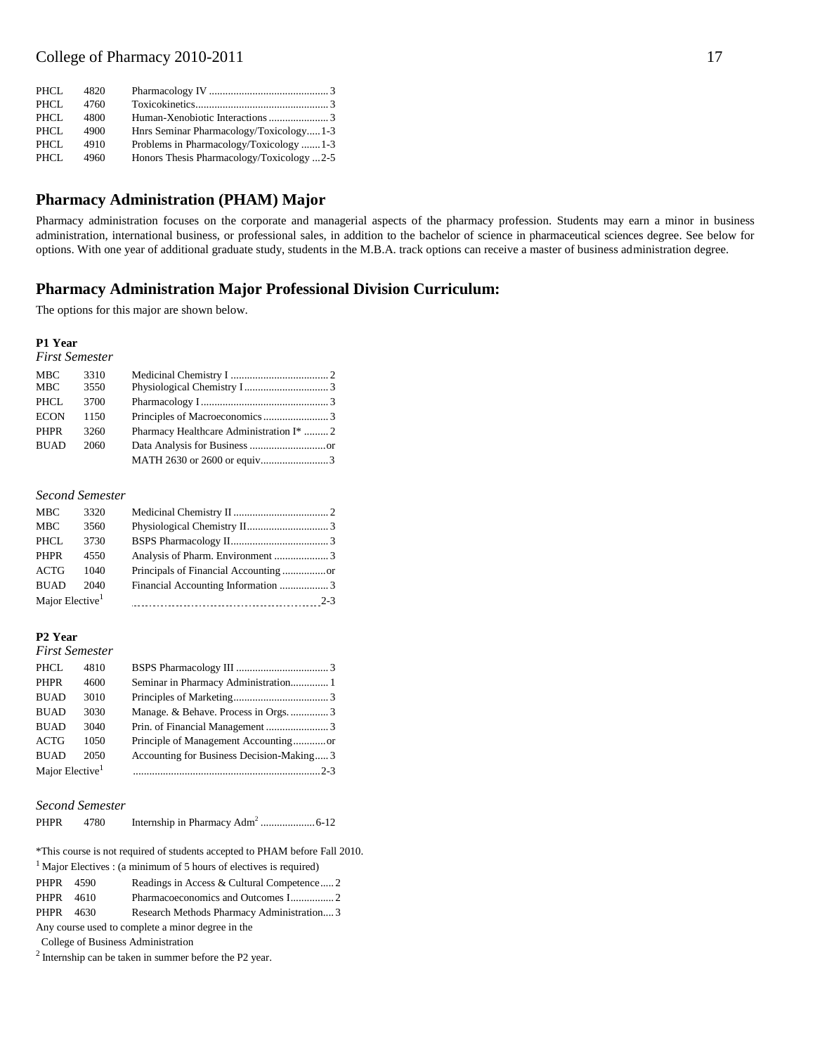| | | | |
|---|---|---|---|
| PHCL | 4820 | Pharmacology IV | 3 |
| PHCL | 4760 | Toxicokinetics | 3 |
| PHCL | 4800 | Human-Xenobiotic Interactions | 3 |
| PHCL | 4900 | Hnrs Seminar Pharmacology/Toxicology | 1-3 |
| PHCL | 4910 | Problems in Pharmacology/Toxicology | 1-3 |
| PHCL | 4960 | Honors Thesis Pharmacology/Toxicology | 2-5 |

## Pharmacy Administration (PHAM) Major

Pharmacy administration focuses on the corporate and managerial aspects of the pharmacy profession. Students may earn a minor in business administration, international business, or professional sales, in addition to the bachelor of science in pharmaceutical sciences degree. See below for options. With one year of additional graduate study, students in the M.B.A. track options can receive a master of business administration degree.

## Pharmacy Administration Major Professional Division Curriculum:

The options for this major are shown below.

**P1 Year**

*First Semester*

| | | | |
|---|---|---|---|
| MBC | 3310 | Medicinal Chemistry I | 2 |
| MBC | 3550 | Physiological Chemistry I | 3 |
| PHCL | 3700 | Pharmacology I | 3 |
| ECON | 1150 | Principles of Macroeconomics | 3 |
| PHPR | 3260 | Pharmacy Healthcare Administration I* | 2 |
| BUAD | 2060 | Data Analysis for Business | or |
| | | MATH 2630 or 2600 or equiv. | 3 |

*Second Semester*

| | | | |
|---|---|---|---|
| MBC | 3320 | Medicinal Chemistry II | 2 |
| MBC | 3560 | Physiological Chemistry II | 3 |
| PHCL | 3730 | BSPS Pharmacology II | 3 |
| PHPR | 4550 | Analysis of Pharm. Environment | 3 |
| ACTG | 1040 | Principals of Financial Accounting | or |
| BUAD | 2040 | Financial Accounting Information | 3 |
| Major Elective[1] | | | 2-3 |

**P2 Year**

*First Semester*

| | | | |
|---|---|---|---|
| PHCL | 4810 | BSPS Pharmacology III | 3 |
| PHPR | 4600 | Seminar in Pharmacy Administration | 1 |
| BUAD | 3010 | Principles of Marketing | 3 |
| BUAD | 3030 | Manage. & Behave. Process in Orgs. | 3 |
| BUAD | 3040 | Prin. of Financial Management | 3 |
| ACTG | 1050 | Principle of Management Accounting | or |
| BUAD | 2050 | Accounting for Business Decision-Making | 3 |
| Major Elective[1] | | | 2-3 |

*Second Semester*

| | | | |
|---|---|---|---|
| PHPR | 4780 | Internship in Pharmacy Adm[2] | 6-12 |

*This course is not required of students accepted to PHAM before Fall 2010.

[1] Major Electives : (a minimum of 5 hours of electives is required)

| | | | |
|---|---|---|---|
| PHPR | 4590 | Readings in Access & Cultural Competence | 2 |
| PHPR | 4610 | Pharmacoeconomics and Outcomes I | 2 |
| PHPR | 4630 | Research Methods Pharmacy Administration | 3 |

Any course used to complete a minor degree in the College of Business Administration

[2] Internship can be taken in summer before the P2 year.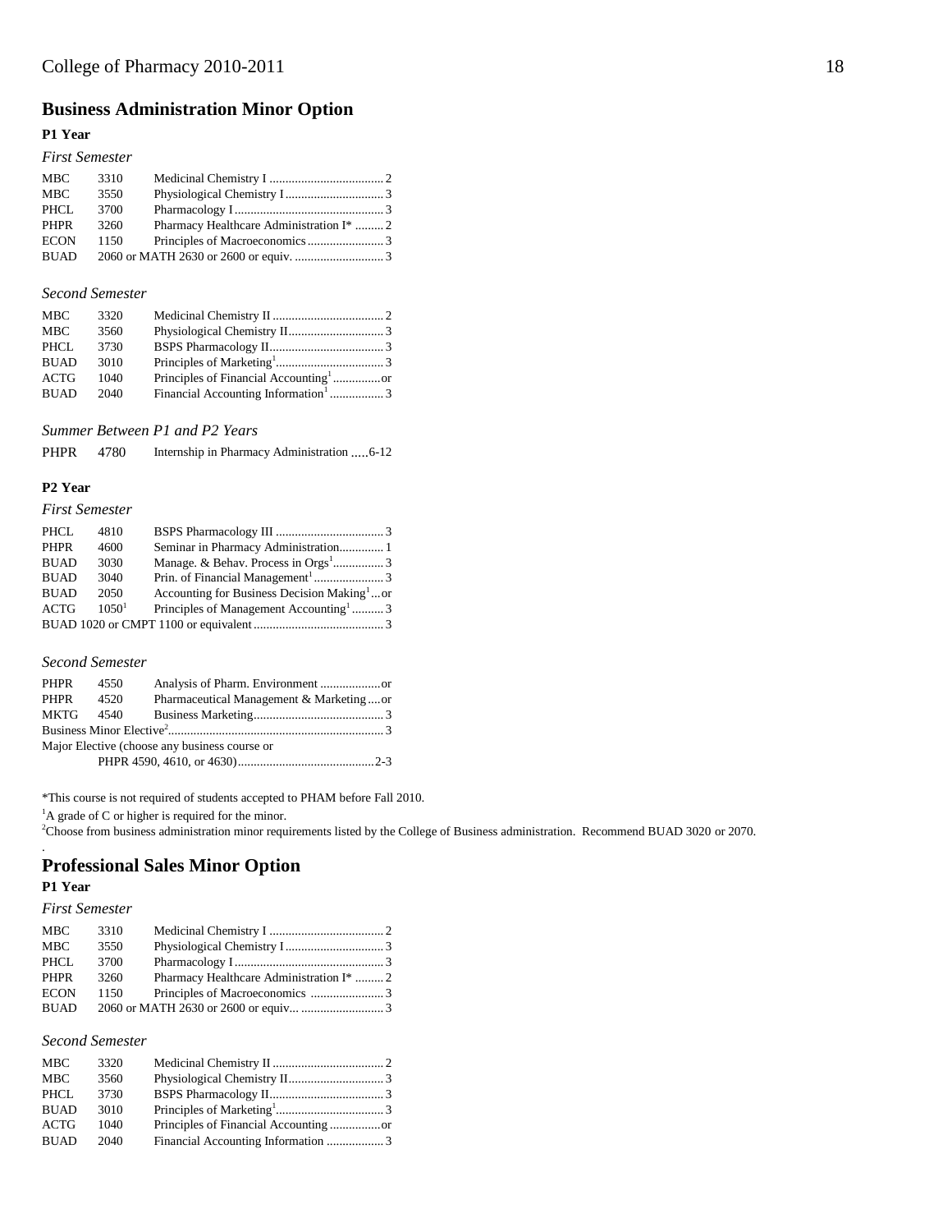## Business Administration Minor Option

### P1 Year

*First Semester*

| | | | |
|---|---|---|---|
| MBC | 3310 | Medicinal Chemistry I | 2 |
| MBC | 3550 | Physiological Chemistry I | 3 |
| PHCL | 3700 | Pharmacology I | 3 |
| PHPR | 3260 | Pharmacy Healthcare Administration I* | 2 |
| ECON | 1150 | Principles of Macroeconomics | 3 |
| BUAD | | 2060 or MATH 2630 or 2600 or equiv. | 3 |

*Second Semester*

| | | | |
|---|---|---|---|
| MBC | 3320 | Medicinal Chemistry II | 2 |
| MBC | 3560 | Physiological Chemistry II | 3 |
| PHCL | 3730 | BSPS Pharmacology II | 3 |
| BUAD | 3010 | Principles of Marketing[1] | 3 |
| ACTG | 1040 | Principles of Financial Accounting[1] | or |
| BUAD | 2040 | Financial Accounting Information[1] | 3 |

*Summer Between P1 and P2 Years*

| | | | |
|---|---|---|---|
| PHPR | 4780 | Internship in Pharmacy Administration | 6-12 |

### P2 Year

*First Semester*

| | | | |
|---|---|---|---|
| PHCL | 4810 | BSPS Pharmacology III | 3 |
| PHPR | 4600 | Seminar in Pharmacy Administration | 1 |
| BUAD | 3030 | Manage. & Behav. Process in Orgs[1] | 3 |
| BUAD | 3040 | Prin. of Financial Management[1] | 3 |
| BUAD | 2050 | Accounting for Business Decision Making[1] | or |
| ACTG | 1050[1] | Principles of Management Accounting[1] | 3 |
| BUAD 1020 or CMPT 1100 or equivalent | | | 3 |

*Second Semester*

| | | | |
|---|---|---|---|
| PHPR | 4550 | Analysis of Pharm. Environment | or |
| PHPR | 4520 | Pharmaceutical Management & Marketing | or |
| MKTG | 4540 | Business Marketing | 3 |
| Business Minor Elective[2] | | | 3 |
| Major Elective (choose any business course or PHPR 4590, 4610, or 4630) | | | 2-3 |

*This course is not required of students accepted to PHAM before Fall 2010.

[1]A grade of C or higher is required for the minor.

[2]Choose from business administration minor requirements listed by the College of Business administration. Recommend BUAD 3020 or 2070.

## Professional Sales Minor Option

### P1 Year

*First Semester*

| | | | |
|---|---|---|---|
| MBC | 3310 | Medicinal Chemistry I | 2 |
| MBC | 3550 | Physiological Chemistry I | 3 |
| PHCL | 3700 | Pharmacology I | 3 |
| PHPR | 3260 | Pharmacy Healthcare Administration I* | 2 |
| ECON | 1150 | Principles of Macroeconomics | 3 |
| BUAD | | 2060 or MATH 2630 or 2600 or equiv... | 3 |

*Second Semester*

| | | | |
|---|---|---|---|
| MBC | 3320 | Medicinal Chemistry II | 2 |
| MBC | 3560 | Physiological Chemistry II | 3 |
| PHCL | 3730 | BSPS Pharmacology II | 3 |
| BUAD | 3010 | Principles of Marketing[1] | 3 |
| ACTG | 1040 | Principles of Financial Accounting | or |
| BUAD | 2040 | Financial Accounting Information | 3 |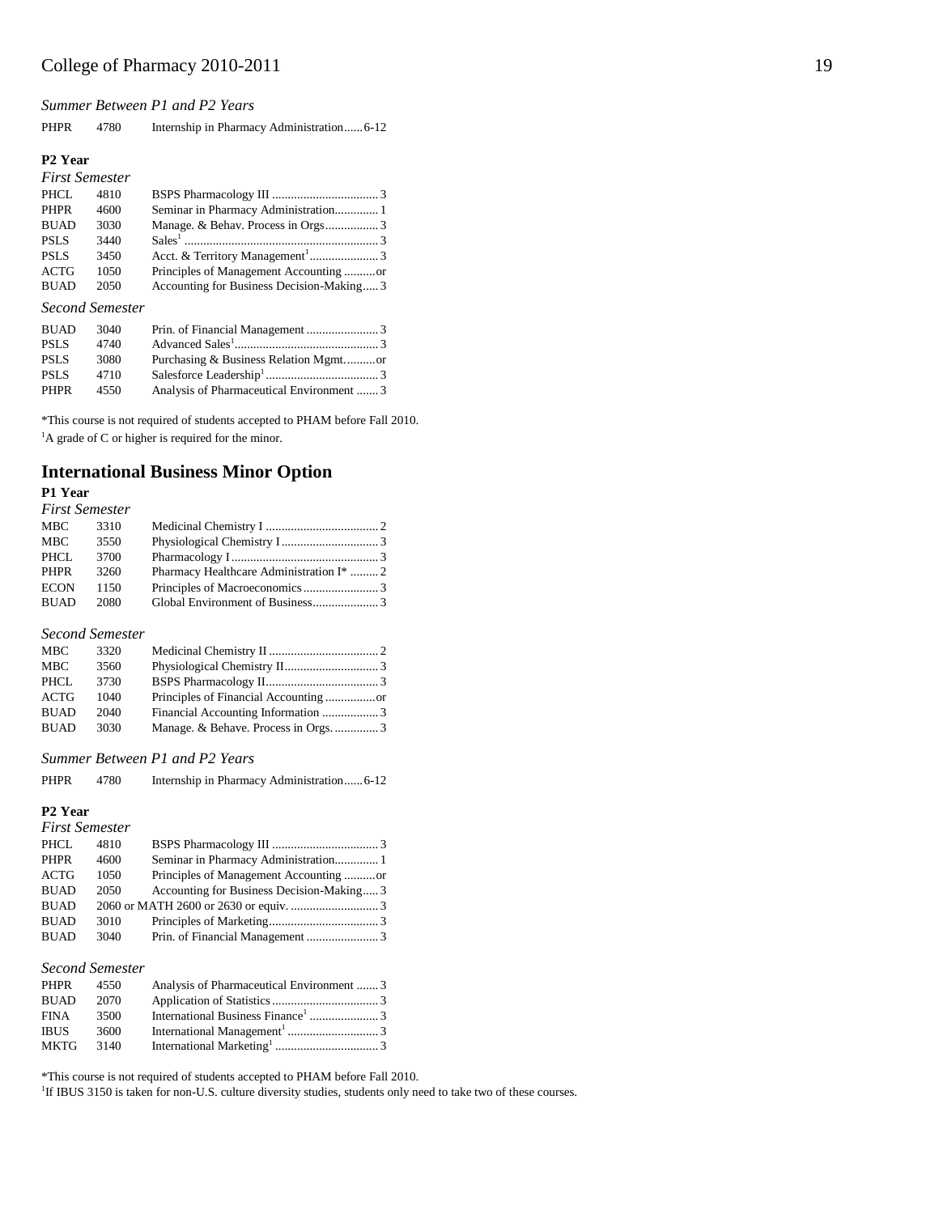*Summer Between P1 and P2 Years*

| | | | |
|---|---|---|---|
| PHPR | 4780 | Internship in Pharmacy Administration | 6-12 |

**P2 Year**

*First Semester*

| | | | |
|---|---|---|---|
| PHCL | 4810 | BSPS Pharmacology III | 3 |
| PHPR | 4600 | Seminar in Pharmacy Administration | 1 |
| BUAD | 3030 | Manage. & Behav. Process in Orgs | 3 |
| PSLS | 3440 | Sales[1] | 3 |
| PSLS | 3450 | Acct. & Territory Management[1] | 3 |
| ACTG | 1050 | Principles of Management Accounting | or |
| BUAD | 2050 | Accounting for Business Decision-Making | 3 |

*Second Semester*

| | | | |
|---|---|---|---|
| BUAD | 3040 | Prin. of Financial Management | 3 |
| PSLS | 4740 | Advanced Sales[1] | 3 |
| PSLS | 3080 | Purchasing & Business Relation Mgmt. | or |
| PSLS | 4710 | Salesforce Leadership[1] | 3 |
| PHPR | 4550 | Analysis of Pharmaceutical Environment | 3 |

*This course is not required of students accepted to PHAM before Fall 2010.

[1]A grade of C or higher is required for the minor.

## International Business Minor Option

**P1 Year**

*First Semester*

| | | | |
|---|---|---|---|
| MBC | 3310 | Medicinal Chemistry I | 2 |
| MBC | 3550 | Physiological Chemistry I | 3 |
| PHCL | 3700 | Pharmacology I | 3 |
| PHPR | 3260 | Pharmacy Healthcare Administration I* | 2 |
| ECON | 1150 | Principles of Macroeconomics | 3 |
| BUAD | 2080 | Global Environment of Business | 3 |

*Second Semester*

| | | | |
|---|---|---|---|
| MBC | 3320 | Medicinal Chemistry II | 2 |
| MBC | 3560 | Physiological Chemistry II | 3 |
| PHCL | 3730 | BSPS Pharmacology II | 3 |
| ACTG | 1040 | Principles of Financial Accounting | or |
| BUAD | 2040 | Financial Accounting Information | 3 |
| BUAD | 3030 | Manage. & Behave. Process in Orgs. | 3 |

*Summer Between P1 and P2 Years*

| | | | |
|---|---|---|---|
| PHPR | 4780 | Internship in Pharmacy Administration | 6-12 |

**P2 Year**

*First Semester*

| | | | |
|---|---|---|---|
| PHCL | 4810 | BSPS Pharmacology III | 3 |
| PHPR | 4600 | Seminar in Pharmacy Administration | 1 |
| ACTG | 1050 | Principles of Management Accounting | or |
| BUAD | 2050 | Accounting for Business Decision-Making | 3 |
| BUAD | 2060 or MATH 2600 or 2630 or equiv. | | 3 |
| BUAD | 3010 | Principles of Marketing | 3 |
| BUAD | 3040 | Prin. of Financial Management | 3 |

*Second Semester*

| | | | |
|---|---|---|---|
| PHPR | 4550 | Analysis of Pharmaceutical Environment | 3 |
| BUAD | 2070 | Application of Statistics | 3 |
| FINA | 3500 | International Business Finance[1] | 3 |
| IBUS | 3600 | International Management[1] | 3 |
| MKTG | 3140 | International Marketing[1] | 3 |

*This course is not required of students accepted to PHAM before Fall 2010.

[1]If IBUS 3150 is taken for non-U.S. culture diversity studies, students only need to take two of these courses.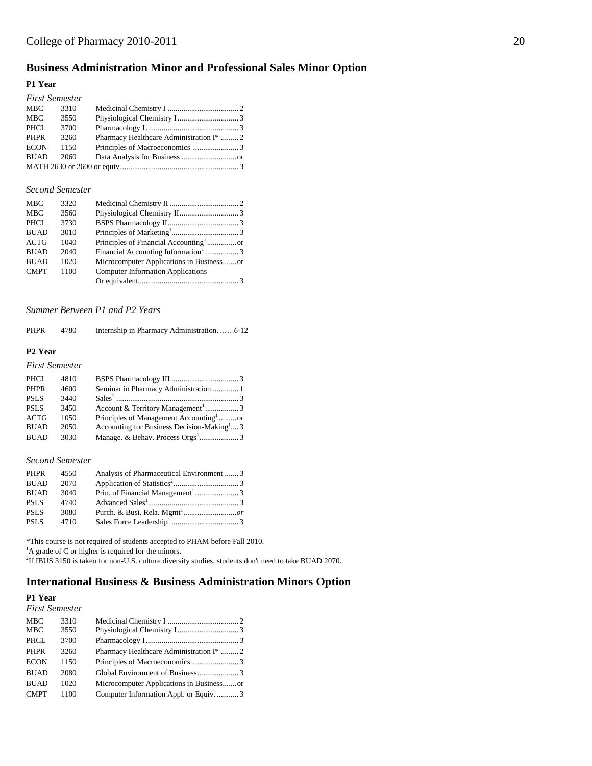## Business Administration Minor and Professional Sales Minor Option

### P1 Year

*First Semester*

| | | | |
|---|---|---|---|
| MBC | 3310 | Medicinal Chemistry I | 2 |
| MBC | 3550 | Physiological Chemistry I | 3 |
| PHCL | 3700 | Pharmacology I | 3 |
| PHPR | 3260 | Pharmacy Healthcare Administration I* | 2 |
| ECON | 1150 | Principles of Macroeconomics | 3 |
| BUAD | 2060 | Data Analysis for Business | or |
| MATH 2630 or 2600 or equiv. | | | 3 |

*Second Semester*

| | | | |
|---|---|---|---|
| MBC | 3320 | Medicinal Chemistry II | 2 |
| MBC | 3560 | Physiological Chemistry II | 3 |
| PHCL | 3730 | BSPS Pharmacology II | 3 |
| BUAD | 3010 | Principles of Marketing[1] | 3 |
| ACTG | 1040 | Principles of Financial Accounting[1] | or |
| BUAD | 2040 | Financial Accounting Information[1] | 3 |
| BUAD | 1020 | Microcomputer Applications in Business | or |
| CMPT | 1100 | Computer Information Applications Or equivalent | 3 |

*Summer Between P1 and P2 Years*

| | | | |
|---|---|---|---|
| PHPR | 4780 | Internship in Pharmacy Administration | 6-12 |

### P2 Year

*First Semester*

| | | | |
|---|---|---|---|
| PHCL | 4810 | BSPS Pharmacology III | 3 |
| PHPR | 4600 | Seminar in Pharmacy Administration | 1 |
| PSLS | 3440 | Sales[1] | 3 |
| PSLS | 3450 | Account & Territory Management[1] | 3 |
| ACTG | 1050 | Principles of Management Accounting[1] | or |
| BUAD | 2050 | Accounting for Business Decision-Making[1] | 3 |
| BUAD | 3030 | Manage. & Behav. Process Orgs[1] | 3 |

*Second Semester*

| | | | |
|---|---|---|---|
| PHPR | 4550 | Analysis of Pharmaceutical Environment | 3 |
| BUAD | 2070 | Application of Statistics[2] | 3 |
| BUAD | 3040 | Prin. of Financial Management[1] | 3 |
| PSLS | 4740 | Advanced Sales[1] | 3 |
| PSLS | 3080 | Purch. & Busi. Rela. Mgmt[1] | *or* |
| PSLS | 4710 | Sales Force Leadership[1] | 3 |

*This course is not required of students accepted to PHAM before Fall 2010.
[1]A grade of C or higher is required for the minors.
[2]If IBUS 3150 is taken for non-U.S. culture diversity studies, students don't need to take BUAD 2070.

## International Business & Business Administration Minors Option

### P1 Year

*First Semester*

| | | | |
|---|---|---|---|
| MBC | 3310 | Medicinal Chemistry I | 2 |
| MBC | 3550 | Physiological Chemistry I | 3 |
| PHCL | 3700 | Pharmacology I | 3 |
| PHPR | 3260 | Pharmacy Healthcare Administration I* | 2 |
| ECON | 1150 | Principles of Macroeconomics | 3 |
| BUAD | 2080 | Global Environment of Business | 3 |
| BUAD | 1020 | Microcomputer Applications in Business | or |
| CMPT | 1100 | Computer Information Appl. or Equiv. | 3 |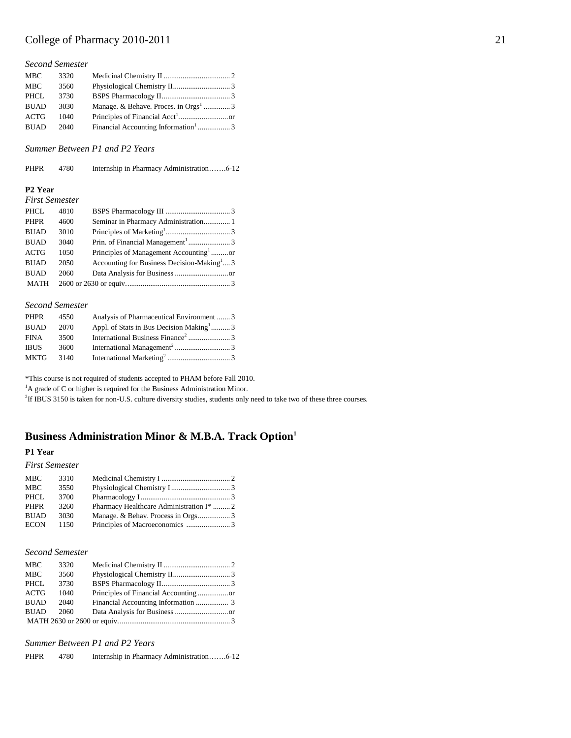*Second Semester*

| | | | |
|---|---|---|---|
| MBC | 3320 | Medicinal Chemistry II | 2 |
| MBC | 3560 | Physiological Chemistry II | 3 |
| PHCL | 3730 | BSPS Pharmacology II | 3 |
| BUAD | 3030 | Manage. & Behave. Proces. in Orgs[1] | 3 |
| ACTG | 1040 | Principles of Financial Acct[1] | or |
| BUAD | 2040 | Financial Accounting Information[1] | 3 |

*Summer Between P1 and P2 Years*

| | | | |
|---|---|---|---|
| PHPR | 4780 | Internship in Pharmacy Administration | 6-12 |

**P2 Year**

*First Semester*

| | | | |
|---|---|---|---|
| PHCL | 4810 | BSPS Pharmacology III | 3 |
| PHPR | 4600 | Seminar in Pharmacy Administration | 1 |
| BUAD | 3010 | Principles of Marketing[1] | 3 |
| BUAD | 3040 | Prin. of Financial Management[1] | 3 |
| ACTG | 1050 | Principles of Management Accounting[1] | or |
| BUAD | 2050 | Accounting for Business Decision-Making[1] | 3 |
| BUAD | 2060 | Data Analysis for Business | or |
| MATH | | 2600 or 2630 or equiv. | 3 |

*Second Semester*

| | | | |
|---|---|---|---|
| PHPR | 4550 | Analysis of Pharmaceutical Environment | 3 |
| BUAD | 2070 | Appl. of Stats in Bus Decision Making[1] | 3 |
| FINA | 3500 | International Business Finance[2] | 3 |
| IBUS | 3600 | International Management[2] | 3 |
| MKTG | 3140 | International Marketing[2] | 3 |

*This course is not required of students accepted to PHAM before Fall 2010.

[1]A grade of C or higher is required for the Business Administration Minor.

[2]If IBUS 3150 is taken for non-U.S. culture diversity studies, students only need to take two of these three courses.

## Business Administration Minor & M.B.A. Track Option[1]

**P1 Year**

*First Semester*

| | | | |
|---|---|---|---|
| MBC | 3310 | Medicinal Chemistry I | 2 |
| MBC | 3550 | Physiological Chemistry I | 3 |
| PHCL | 3700 | Pharmacology I | 3 |
| PHPR | 3260 | Pharmacy Healthcare Administration I* | 2 |
| BUAD | 3030 | Manage. & Behav. Process in Orgs | 3 |
| ECON | 1150 | Principles of Macroeconomics | 3 |

*Second Semester*

| | | | |
|---|---|---|---|
| MBC | 3320 | Medicinal Chemistry II | 2 |
| MBC | 3560 | Physiological Chemistry II | 3 |
| PHCL | 3730 | BSPS Pharmacology II | 3 |
| ACTG | 1040 | Principles of Financial Accounting | or |
| BUAD | 2040 | Financial Accounting Information | 3 |
| BUAD | 2060 | Data Analysis for Business | or |
| MATH 2630 or 2600 or equiv. | | | 3 |

*Summer Between P1 and P2 Years*

| | | | |
|---|---|---|---|
| PHPR | 4780 | Internship in Pharmacy Administration | 6-12 |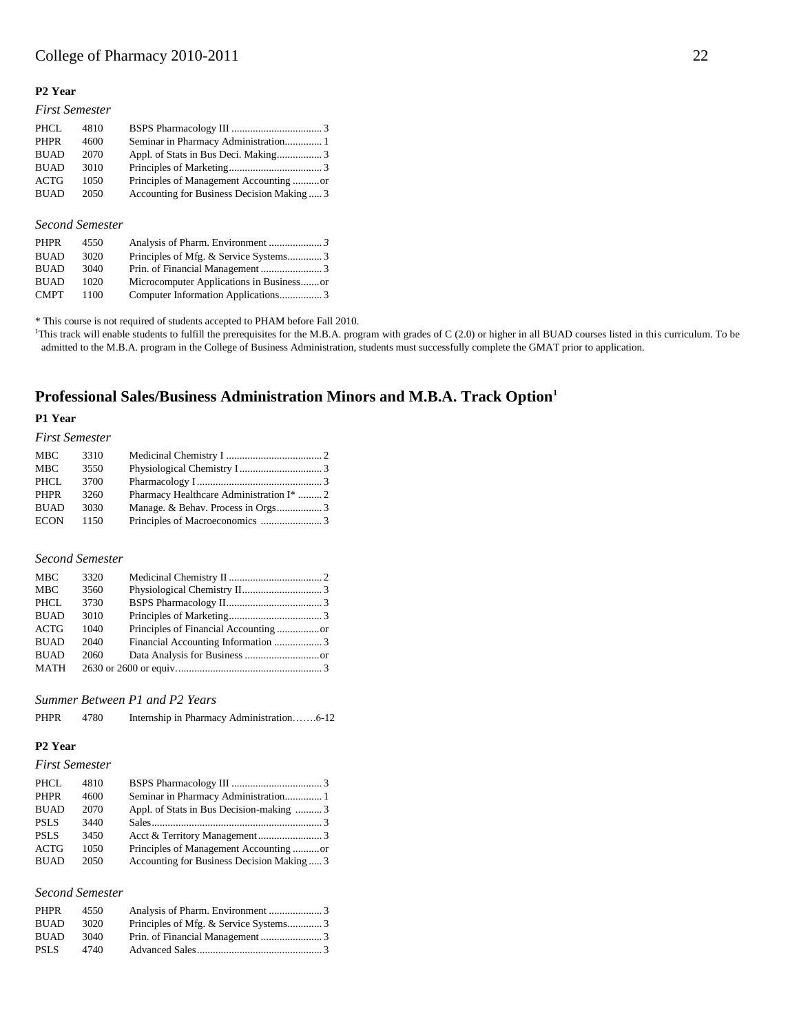**P2 Year**

*First Semester*

| | | | |
|---|---|---|---|
| PHCL | 4810 | BSPS Pharmacology III | 3 |
| PHPR | 4600 | Seminar in Pharmacy Administration | 1 |
| BUAD | 2070 | Appl. of Stats in Bus Deci. Making | 3 |
| BUAD | 3010 | Principles of Marketing | 3 |
| ACTG | 1050 | Principles of Management Accounting | or |
| BUAD | 2050 | Accounting for Business Decision Making | 3 |

*Second Semester*

| | | | |
|---|---|---|---|
| PHPR | 4550 | Analysis of Pharm. Environment | 3 |
| BUAD | 3020 | Principles of Mfg. & Service Systems | 3 |
| BUAD | 3040 | Prin. of Financial Management | 3 |
| BUAD | 1020 | Microcomputer Applications in Business | or |
| CMPT | 1100 | Computer Information Applications | 3 |

* This course is not required of students accepted to PHAM before Fall 2010.

[1]This track will enable students to fulfill the prerequisites for the M.B.A. program with grades of C (2.0) or higher in all BUAD courses listed in this curriculum. To be admitted to the M.B.A. program in the College of Business Administration, students must successfully complete the GMAT prior to application.

## Professional Sales/Business Administration Minors and M.B.A. Track Option[1]

**P1 Year**

*First Semester*

| | | | |
|---|---|---|---|
| MBC | 3310 | Medicinal Chemistry I | 2 |
| MBC | 3550 | Physiological Chemistry I | 3 |
| PHCL | 3700 | Pharmacology I | 3 |
| PHPR | 3260 | Pharmacy Healthcare Administration I* | 2 |
| BUAD | 3030 | Manage. & Behav. Process in Orgs | 3 |
| ECON | 1150 | Principles of Macroeconomics | 3 |

*Second Semester*

| | | | |
|---|---|---|---|
| MBC | 3320 | Medicinal Chemistry II | 2 |
| MBC | 3560 | Physiological Chemistry II | 3 |
| PHCL | 3730 | BSPS Pharmacology II | 3 |
| BUAD | 3010 | Principles of Marketing | 3 |
| ACTG | 1040 | Principles of Financial Accounting | or |
| BUAD | 2040 | Financial Accounting Information | 3 |
| BUAD | 2060 | Data Analysis for Business | or |
| MATH | | 2630 or 2600 or equiv. | 3 |

*Summer Between P1 and P2 Years*

| | | | |
|---|---|---|---|
| PHPR | 4780 | Internship in Pharmacy Administration | 6-12 |

**P2 Year**

*First Semester*

| | | | |
|---|---|---|---|
| PHCL | 4810 | BSPS Pharmacology III | 3 |
| PHPR | 4600 | Seminar in Pharmacy Administration | 1 |
| BUAD | 2070 | Appl. of Stats in Bus Decision-making | 3 |
| PSLS | 3440 | Sales | 3 |
| PSLS | 3450 | Acct & Territory Management | 3 |
| ACTG | 1050 | Principles of Management Accounting | or |
| BUAD | 2050 | Accounting for Business Decision Making | 3 |

*Second Semester*

| | | | |
|---|---|---|---|
| PHPR | 4550 | Analysis of Pharm. Environment | 3 |
| BUAD | 3020 | Principles of Mfg. & Service Systems | 3 |
| BUAD | 3040 | Prin. of Financial Management | 3 |
| PSLS | 4740 | Advanced Sales | 3 |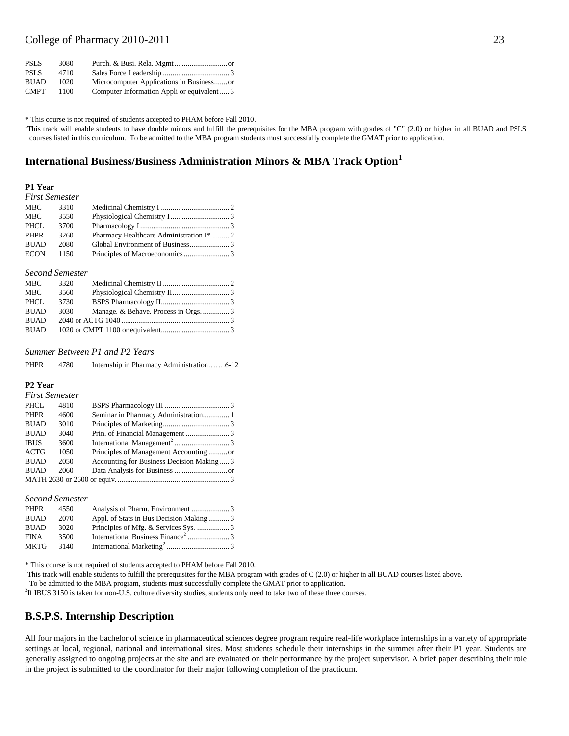| | | | |
|---|---|---|---|
| PSLS | 3080 | Purch. & Busi. Rela. Mgmt | or |
| PSLS | 4710 | Sales Force Leadership | 3 |
| BUAD | 1020 | Microcomputer Applications in Business | or |
| CMPT | 1100 | Computer Information Appli or equivalent | 3 |

\* This course is not required of students accepted to PHAM before Fall 2010.

[1]This track will enable students to have double minors and fulfill the prerequisites for the MBA program with grades of "C" (2.0) or higher in all BUAD and PSLS courses listed in this curriculum. To be admitted to the MBA program students must successfully complete the GMAT prior to application.

## International Business/Business Administration Minors & MBA Track Option[1]

**P1 Year**

*First Semester*

| | | | |
|---|---|---|---|
| MBC | 3310 | Medicinal Chemistry I | 2 |
| MBC | 3550 | Physiological Chemistry I | 3 |
| PHCL | 3700 | Pharmacology I | 3 |
| PHPR | 3260 | Pharmacy Healthcare Administration I* | 2 |
| BUAD | 2080 | Global Environment of Business | 3 |
| ECON | 1150 | Principles of Macroeconomics | 3 |

*Second Semester*

| | | | |
|---|---|---|---|
| MBC | 3320 | Medicinal Chemistry II | 2 |
| MBC | 3560 | Physiological Chemistry II | 3 |
| PHCL | 3730 | BSPS Pharmacology II | 3 |
| BUAD | 3030 | Manage. & Behave. Process in Orgs. | 3 |
| BUAD | 2040 or ACTG 1040 | | 3 |
| BUAD | 1020 or CMPT 1100 or equivalent | | 3 |

*Summer Between P1 and P2 Years*

| | | | |
|---|---|---|---|
| PHPR | 4780 | Internship in Pharmacy Administration | 6-12 |

**P2 Year**

*First Semester*

| | | | |
|---|---|---|---|
| PHCL | 4810 | BSPS Pharmacology III | 3 |
| PHPR | 4600 | Seminar in Pharmacy Administration | 1 |
| BUAD | 3010 | Principles of Marketing | 3 |
| BUAD | 3040 | Prin. of Financial Management | 3 |
| IBUS | 3600 | International Management[2] | 3 |
| ACTG | 1050 | Principles of Management Accounting | or |
| BUAD | 2050 | Accounting for Business Decision Making | 3 |
| BUAD | 2060 | Data Analysis for Business | or |
| MATH 2630 or 2600 or equiv. | | | 3 |

*Second Semester*

| | | | |
|---|---|---|---|
| PHPR | 4550 | Analysis of Pharm. Environment | 3 |
| BUAD | 2070 | Appl. of Stats in Bus Decision Making | 3 |
| BUAD | 3020 | Principles of Mfg. & Services Sys. | 3 |
| FINA | 3500 | International Business Finance[2] | 3 |
| MKTG | 3140 | International Marketing[2] | 3 |

\* This course is not required of students accepted to PHAM before Fall 2010.

[1]This track will enable students to fulfill the prerequisites for the MBA program with grades of C (2.0) or higher in all BUAD courses listed above. To be admitted to the MBA program, students must successfully complete the GMAT prior to application.

[2]If IBUS 3150 is taken for non-U.S. culture diversity studies, students only need to take two of these three courses.

## B.S.P.S. Internship Description

All four majors in the bachelor of science in pharmaceutical sciences degree program require real-life workplace internships in a variety of appropriate settings at local, regional, national and international sites. Most students schedule their internships in the summer after their P1 year. Students are generally assigned to ongoing projects at the site and are evaluated on their performance by the project supervisor. A brief paper describing their role in the project is submitted to the coordinator for their major following completion of the practicum.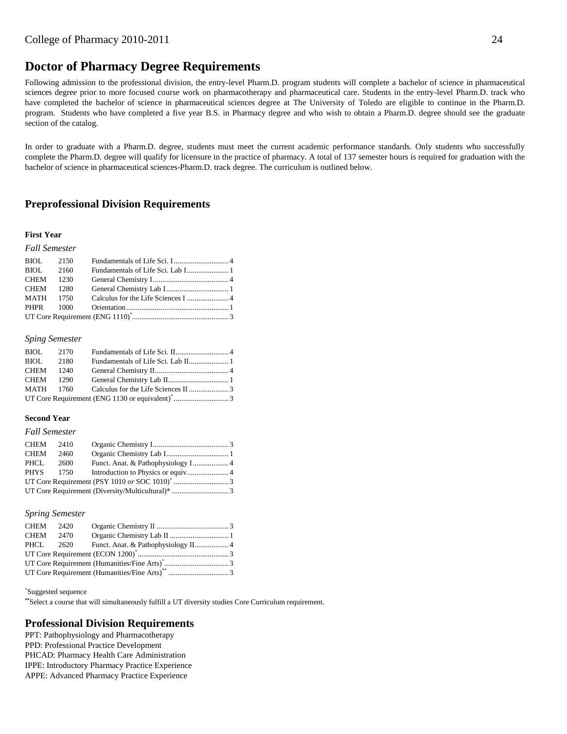## Doctor of Pharmacy Degree Requirements

Following admission to the professional division, the entry-level Pharm.D. program students will complete a bachelor of science in pharmaceutical sciences degree prior to more focused course work on pharmacotherapy and pharmaceutical care. Students in the entry-level Pharm.D. track who have completed the bachelor of science in pharmaceutical sciences degree at The University of Toledo are eligible to continue in the Pharm.D. program. Students who have completed a five year B.S. in Pharmacy degree and who wish to obtain a Pharm.D. degree should see the graduate section of the catalog.

In order to graduate with a Pharm.D. degree, students must meet the current academic performance standards. Only students who successfully complete the Pharm.D. degree will qualify for licensure in the practice of pharmacy. A total of 137 semester hours is required for graduation with the bachelor of science in pharmaceutical sciences-Pharm.D. track degree. The curriculum is outlined below.

## Preprofessional Division Requirements

**First Year**

*Fall Semester*

| | | | |
|---|---|---|---|
| BIOL | 2150 | Fundamentals of Life Sci. I | 4 |
| BIOL | 2160 | Fundamentals of Life Sci. Lab I | 1 |
| CHEM | 1230 | General Chemistry I | 4 |
| CHEM | 1280 | General Chemistry Lab I | 1 |
| MATH | 1750 | Calculus for the Life Sciences I | 4 |
| PHPR | 1000 | Orientation | 1 |
| UT Core Requirement (ENG 1110)* | | | 3 |

*Sping Semester*

| | | | |
|---|---|---|---|
| BIOL | 2170 | Fundamentals of Life Sci. II | 4 |
| BIOL | 2180 | Fundamentals of Life Sci. Lab II | 1 |
| CHEM | 1240 | General Chemistry II | 4 |
| CHEM | 1290 | General Chemistry Lab II | 1 |
| MATH | 1760 | Calculus for the Life Sciences II | 3 |
| UT Core Requirement (ENG 1130 or equivalent)* | | | 3 |

**Second Year**

*Fall Semester*

| | | | |
|---|---|---|---|
| CHEM | 2410 | Organic Chemistry I | 3 |
| CHEM | 2460 | Organic Chemistry Lab I | 1 |
| PHCL | 2600 | Funct. Anat. & Pathophysiology I | 4 |
| PHYS | 1750 | Introduction to Physics or equiv | 4 |
| UT Core Requirement (PSY 1010 *or* SOC 1010)* | | | 3 |
| UT Core Requirement (Diversity/Multicultural)* | | | 3 |

*Spring Semester*

| | | | |
|---|---|---|---|
| CHEM | 2420 | Organic Chemistry II | 3 |
| CHEM | 2470 | Organic Chemistry Lab II | 1 |
| PHCL | 2620 | Funct. Anat. & Pathophysiology II | 4 |
| UT Core Requirement (ECON 1200)* | | | 3 |
| UT Core Requirement (Humanities/Fine Arts)* | | | 3 |
| UT Core Requirement (Humanities/Fine Arts)** | | | 3 |

*Suggested sequence

**Select a course that will simultaneously fulfill a UT diversity studies Core Curriculum requirement.

## Professional Division Requirements

PPT: Pathophysiology and Pharmacotherapy
PPD: Professional Practice Development
PHCAD: Pharmacy Health Care Administration
IPPE: Introductory Pharmacy Practice Experience
APPE: Advanced Pharmacy Practice Experience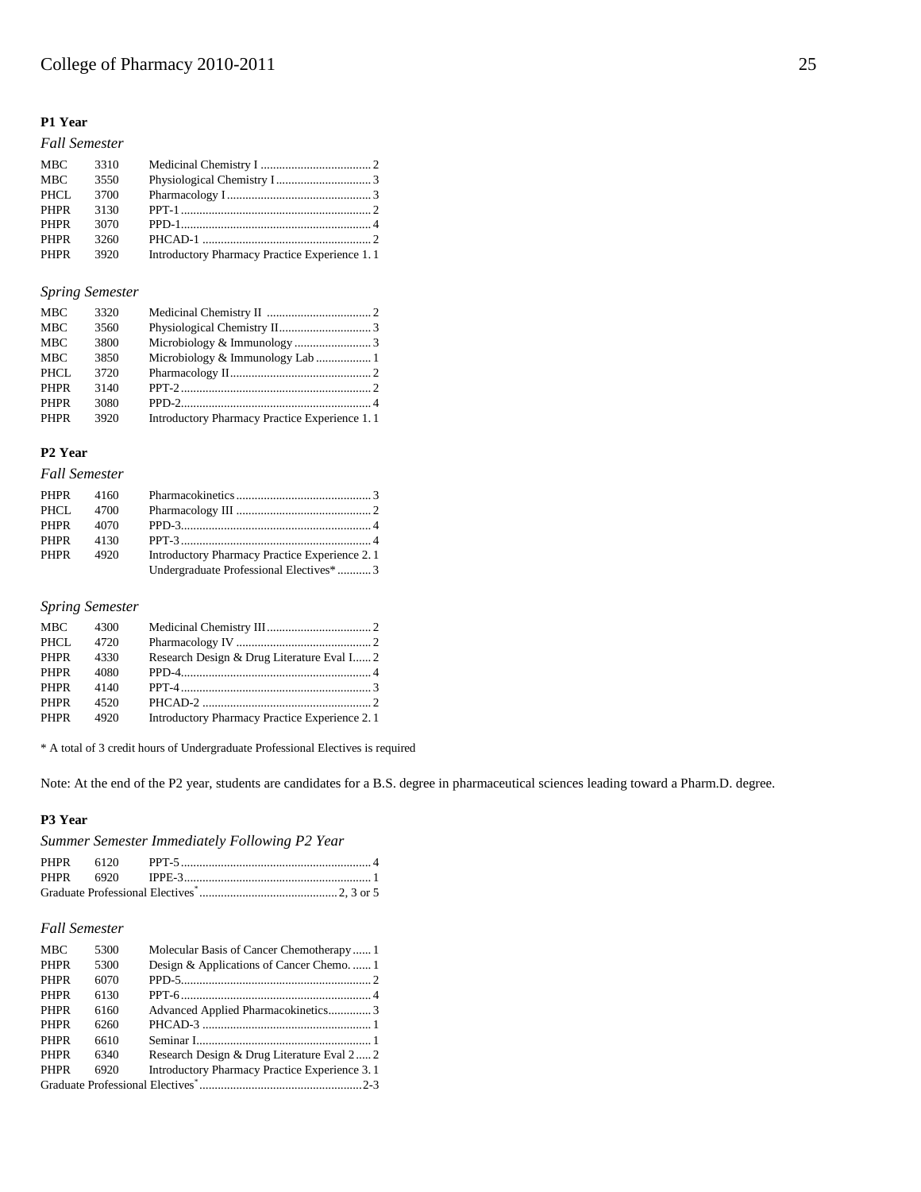## P1 Year

### *Fall Semester*

| | | | |
|---|---|---|---|
| MBC | 3310 | Medicinal Chemistry I | 2 |
| MBC | 3550 | Physiological Chemistry I | 3 |
| PHCL | 3700 | Pharmacology I | 3 |
| PHPR | 3130 | PPT-1 | 2 |
| PHPR | 3070 | PPD-1 | 4 |
| PHPR | 3260 | PHCAD-1 | 2 |
| PHPR | 3920 | Introductory Pharmacy Practice Experience 1. | 1 |

### *Spring Semester*

| | | | |
|---|---|---|---|
| MBC | 3320 | Medicinal Chemistry II | 2 |
| MBC | 3560 | Physiological Chemistry II | 3 |
| MBC | 3800 | Microbiology & Immunology | 3 |
| MBC | 3850 | Microbiology & Immunology Lab | 1 |
| PHCL | 3720 | Pharmacology II | 2 |
| PHPR | 3140 | PPT-2 | 2 |
| PHPR | 3080 | PPD-2 | 4 |
| PHPR | 3920 | Introductory Pharmacy Practice Experience 1. | 1 |

## P2 Year

### *Fall Semester*

| | | | |
|---|---|---|---|
| PHPR | 4160 | Pharmacokinetics | 3 |
| PHCL | 4700 | Pharmacology III | 2 |
| PHPR | 4070 | PPD-3 | 4 |
| PHPR | 4130 | PPT-3 | 4 |
| PHPR | 4920 | Introductory Pharmacy Practice Experience 2. | 1 |
| | | Undergraduate Professional Electives* | 3 |

### *Spring Semester*

| | | | |
|---|---|---|---|
| MBC | 4300 | Medicinal Chemistry III | 2 |
| PHCL | 4720 | Pharmacology IV | 2 |
| PHPR | 4330 | Research Design & Drug Literature Eval I | 2 |
| PHPR | 4080 | PPD-4 | 4 |
| PHPR | 4140 | PPT-4 | 3 |
| PHPR | 4520 | PHCAD-2 | 2 |
| PHPR | 4920 | Introductory Pharmacy Practice Experience 2. | 1 |

* A total of 3 credit hours of Undergraduate Professional Electives is required

Note: At the end of the P2 year, students are candidates for a B.S. degree in pharmaceutical sciences leading toward a Pharm.D. degree.

## P3 Year

### *Summer Semester Immediately Following P2 Year*

| | | | |
|---|---|---|---|
| PHPR | 6120 | PPT-5 | 4 |
| PHPR | 6920 | IPPE-3 | 1 |
| Graduate Professional Electives* | | | 2, 3 or 5 |

### *Fall Semester*

| | | | |
|---|---|---|---|
| MBC | 5300 | Molecular Basis of Cancer Chemotherapy | 1 |
| PHPR | 5300 | Design & Applications of Cancer Chemo. | 1 |
| PHPR | 6070 | PPD-5 | 2 |
| PHPR | 6130 | PPT-6 | 4 |
| PHPR | 6160 | Advanced Applied Pharmacokinetics | 3 |
| PHPR | 6260 | PHCAD-3 | 1 |
| PHPR | 6610 | Seminar I | 1 |
| PHPR | 6340 | Research Design & Drug Literature Eval 2 | 2 |
| PHPR | 6920 | Introductory Pharmacy Practice Experience 3. | 1 |
| Graduate Professional Electives* | | | 2-3 |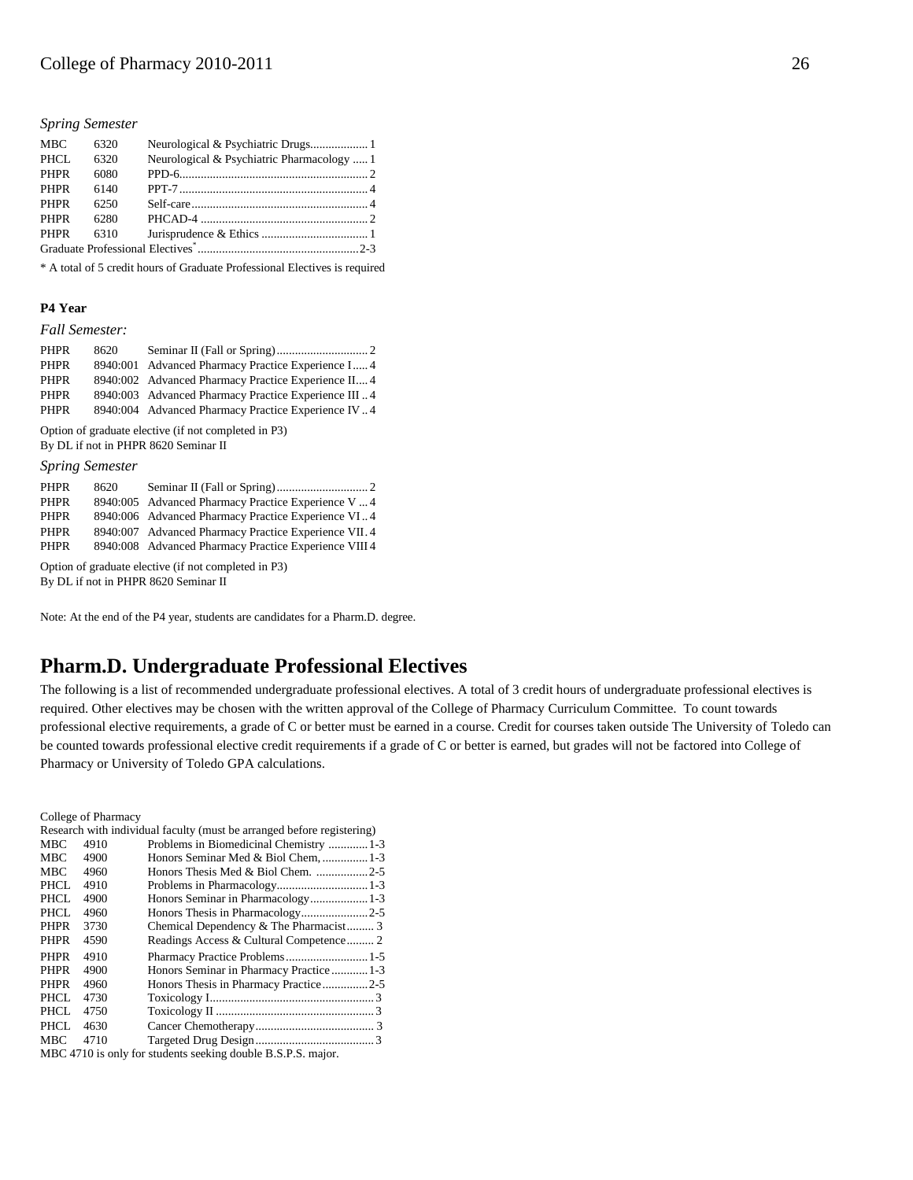*Spring Semester*

| | | | |
|---|---|---|---|
| MBC | 6320 | Neurological & Psychiatric Drugs | 1 |
| PHCL | 6320 | Neurological & Psychiatric Pharmacology | 1 |
| PHPR | 6080 | PPD-6 | 2 |
| PHPR | 6140 | PPT-7 | 4 |
| PHPR | 6250 | Self-care | 4 |
| PHPR | 6280 | PHCAD-4 | 2 |
| PHPR | 6310 | Jurisprudence & Ethics | 1 |
| Graduate Professional Electives* | | | 2-3 |

\* A total of 5 credit hours of Graduate Professional Electives is required

**P4 Year**

*Fall Semester:*

| | | | |
|---|---|---|---|
| PHPR | 8620 | Seminar II (Fall or Spring) | 2 |
| PHPR | 8940:001 | Advanced Pharmacy Practice Experience I | 4 |
| PHPR | 8940:002 | Advanced Pharmacy Practice Experience II | 4 |
| PHPR | 8940:003 | Advanced Pharmacy Practice Experience III | 4 |
| PHPR | 8940:004 | Advanced Pharmacy Practice Experience IV | 4 |

Option of graduate elective (if not completed in P3)
By DL if not in PHPR 8620 Seminar II

*Spring Semester*

| | | | |
|---|---|---|---|
| PHPR | 8620 | Seminar II (Fall or Spring) | 2 |
| PHPR | 8940:005 | Advanced Pharmacy Practice Experience V | 4 |
| PHPR | 8940:006 | Advanced Pharmacy Practice Experience VI | 4 |
| PHPR | 8940:007 | Advanced Pharmacy Practice Experience VII | 4 |
| PHPR | 8940:008 | Advanced Pharmacy Practice Experience VIII | 4 |

Option of graduate elective (if not completed in P3)
By DL if not in PHPR 8620 Seminar II

Note: At the end of the P4 year, students are candidates for a Pharm.D. degree.

# Pharm.D. Undergraduate Professional Electives

The following is a list of recommended undergraduate professional electives. A total of 3 credit hours of undergraduate professional electives is required. Other electives may be chosen with the written approval of the College of Pharmacy Curriculum Committee. To count towards professional elective requirements, a grade of C or better must be earned in a course. Credit for courses taken outside The University of Toledo can be counted towards professional elective credit requirements if a grade of C or better is earned, but grades will not be factored into College of Pharmacy or University of Toledo GPA calculations.

College of Pharmacy
Research with individual faculty (must be arranged before registering)

| | | | |
|---|---|---|---|
| MBC | 4910 | Problems in Biomedicinal Chemistry | 1-3 |
| MBC | 4900 | Honors Seminar Med & Biol Chem, | 1-3 |
| MBC | 4960 | Honors Thesis Med & Biol Chem. | 2-5 |
| PHCL | 4910 | Problems in Pharmacology | 1-3 |
| PHCL | 4900 | Honors Seminar in Pharmacology | 1-3 |
| PHCL | 4960 | Honors Thesis in Pharmacology | 2-5 |
| PHPR | 3730 | Chemical Dependency & The Pharmacist | 3 |
| PHPR | 4590 | Readings Access & Cultural Competence | 2 |
| PHPR | 4910 | Pharmacy Practice Problems | 1-5 |
| PHPR | 4900 | Honors Seminar in Pharmacy Practice | 1-3 |
| PHPR | 4960 | Honors Thesis in Pharmacy Practice | 2-5 |
| PHCL | 4730 | Toxicology I | 3 |
| PHCL | 4750 | Toxicology II | 3 |
| PHCL | 4630 | Cancer Chemotherapy | 3 |
| MBC | 4710 | Targeted Drug Design | 3 |

MBC 4710 is only for students seeking double B.S.P.S. major.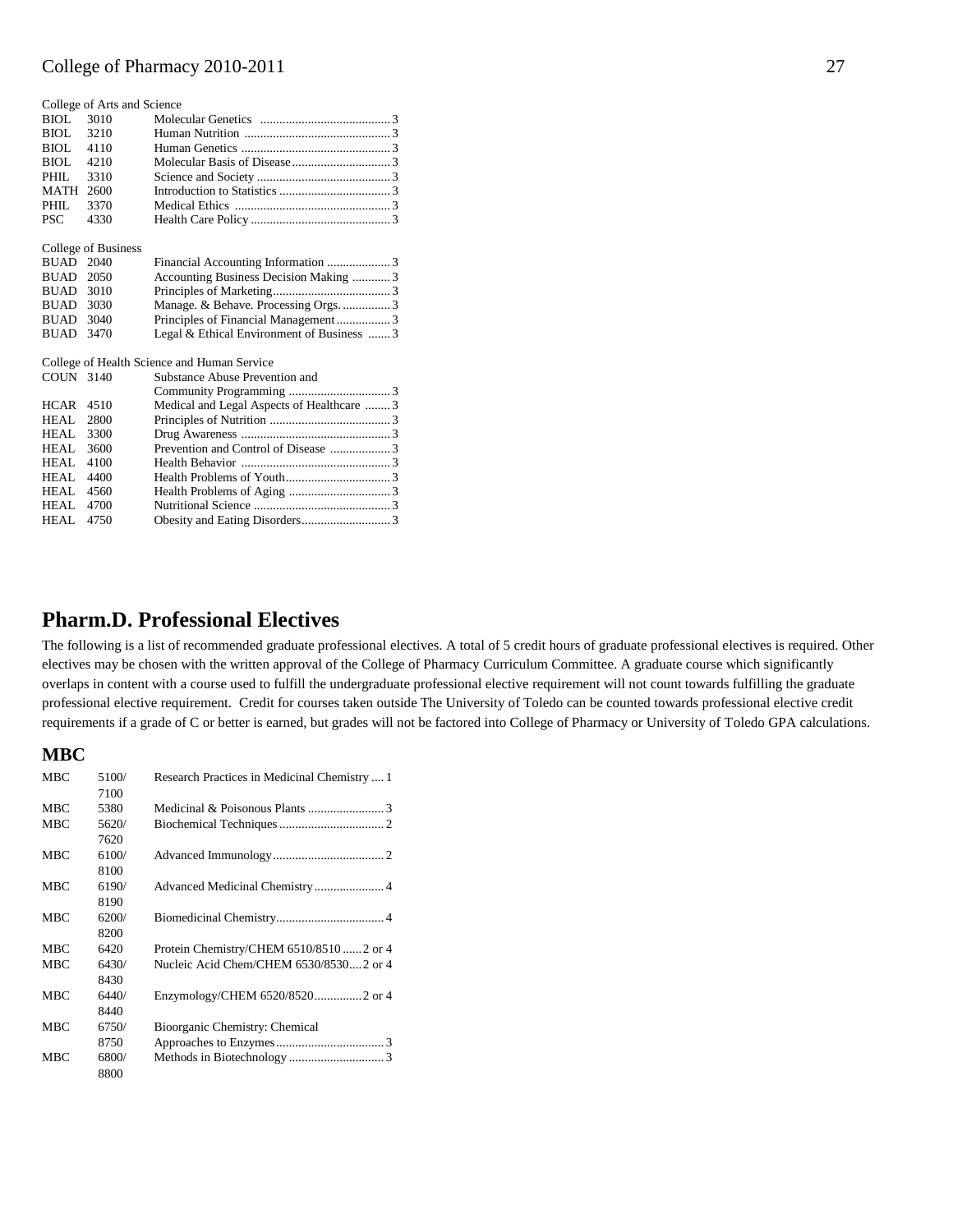College of Arts and Science

| | | | |
|---|---|---|---|
| BIOL | 3010 | Molecular Genetics | 3 |
| BIOL | 3210 | Human Nutrition | 3 |
| BIOL | 4110 | Human Genetics | 3 |
| BIOL | 4210 | Molecular Basis of Disease | 3 |
| PHIL | 3310 | Science and Society | 3 |
| MATH | 2600 | Introduction to Statistics | 3 |
| PHIL | 3370 | Medical Ethics | 3 |
| PSC | 4330 | Health Care Policy | 3 |

College of Business

| | | | |
|---|---|---|---|
| BUAD | 2040 | Financial Accounting Information | 3 |
| BUAD | 2050 | Accounting Business Decision Making | 3 |
| BUAD | 3010 | Principles of Marketing | 3 |
| BUAD | 3030 | Manage. & Behave. Processing Orgs. | 3 |
| BUAD | 3040 | Principles of Financial Management | 3 |
| BUAD | 3470 | Legal & Ethical Environment of Business | 3 |

College of Health Science and Human Service

| | | | |
|---|---|---|---|
| COUN | 3140 | Substance Abuse Prevention and Community Programming | 3 |
| HCAR | 4510 | Medical and Legal Aspects of Healthcare | 3 |
| HEAL | 2800 | Principles of Nutrition | 3 |
| HEAL | 3300 | Drug Awareness | 3 |
| HEAL | 3600 | Prevention and Control of Disease | 3 |
| HEAL | 4100 | Health Behavior | 3 |
| HEAL | 4400 | Health Problems of Youth | 3 |
| HEAL | 4560 | Health Problems of Aging | 3 |
| HEAL | 4700 | Nutritional Science | 3 |
| HEAL | 4750 | Obesity and Eating Disorders | 3 |

## Pharm.D. Professional Electives

The following is a list of recommended graduate professional electives. A total of 5 credit hours of graduate professional electives is required. Other electives may be chosen with the written approval of the College of Pharmacy Curriculum Committee. A graduate course which significantly overlaps in content with a course used to fulfill the undergraduate professional elective requirement will not count towards fulfilling the graduate professional elective requirement. Credit for courses taken outside The University of Toledo can be counted towards professional elective credit requirements if a grade of C or better is earned, but grades will not be factored into College of Pharmacy or University of Toledo GPA calculations.

### MBC

| | | | |
|---|---|---|---|
| MBC | 5100/7100 | Research Practices in Medicinal Chemistry | 1 |
| MBC | 5380 | Medicinal & Poisonous Plants | 3 |
| MBC | 5620/7620 | Biochemical Techniques | 2 |
| MBC | 6100/8100 | Advanced Immunology | 2 |
| MBC | 6190/8190 | Advanced Medicinal Chemistry | 4 |
| MBC | 6200/8200 | Biomedicinal Chemistry | 4 |
| MBC | 6420 | Protein Chemistry/CHEM 6510/8510 | 2 or 4 |
| MBC | 6430/8430 | Nucleic Acid Chem/CHEM 6530/8530 | 2 or 4 |
| MBC | 6440/8440 | Enzymology/CHEM 6520/8520 | 2 or 4 |
| MBC | 6750/8750 | Bioorganic Chemistry: Chemical Approaches to Enzymes | 3 |
| MBC | 6800/8800 | Methods in Biotechnology | 3 |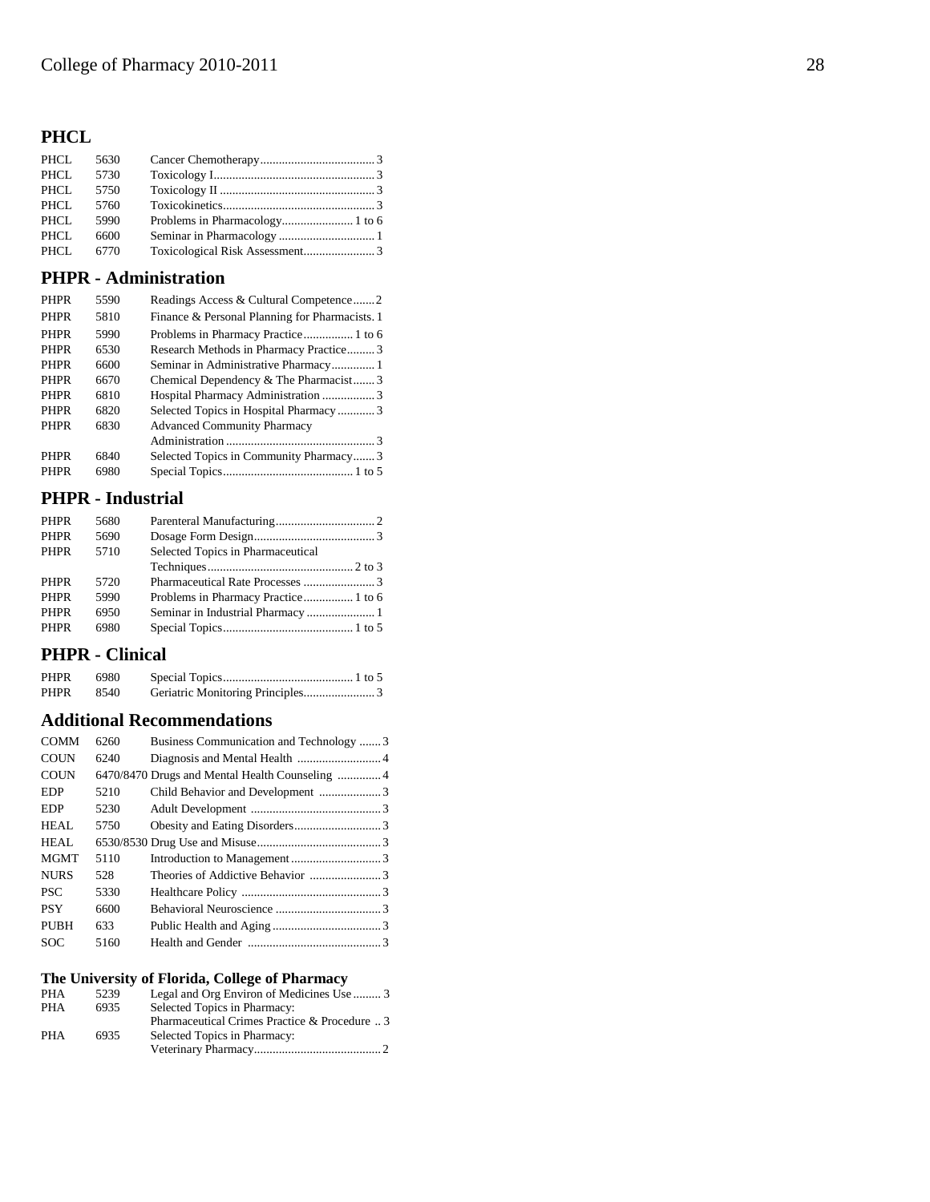## PHCL

| | | | |
|---|---|---|---|
| PHCL | 5630 | Cancer Chemotherapy | 3 |
| PHCL | 5730 | Toxicology I | 3 |
| PHCL | 5750 | Toxicology II | 3 |
| PHCL | 5760 | Toxicokinetics | 3 |
| PHCL | 5990 | Problems in Pharmacology | 1 to 6 |
| PHCL | 6600 | Seminar in Pharmacology | 1 |
| PHCL | 6770 | Toxicological Risk Assessment | 3 |

## PHPR - Administration

| | | | |
|---|---|---|---|
| PHPR | 5590 | Readings Access & Cultural Competence | 2 |
| PHPR | 5810 | Finance & Personal Planning for Pharmacists | 1 |
| PHPR | 5990 | Problems in Pharmacy Practice | 1 to 6 |
| PHPR | 6530 | Research Methods in Pharmacy Practice | 3 |
| PHPR | 6600 | Seminar in Administrative Pharmacy | 1 |
| PHPR | 6670 | Chemical Dependency & The Pharmacist | 3 |
| PHPR | 6810 | Hospital Pharmacy Administration | 3 |
| PHPR | 6820 | Selected Topics in Hospital Pharmacy | 3 |
| PHPR | 6830 | Advanced Community Pharmacy Administration | 3 |
| PHPR | 6840 | Selected Topics in Community Pharmacy | 3 |
| PHPR | 6980 | Special Topics | 1 to 5 |

## PHPR - Industrial

| | | | |
|---|---|---|---|
| PHPR | 5680 | Parenteral Manufacturing | 2 |
| PHPR | 5690 | Dosage Form Design | 3 |
| PHPR | 5710 | Selected Topics in Pharmaceutical Techniques | 2 to 3 |
| PHPR | 5720 | Pharmaceutical Rate Processes | 3 |
| PHPR | 5990 | Problems in Pharmacy Practice | 1 to 6 |
| PHPR | 6950 | Seminar in Industrial Pharmacy | 1 |
| PHPR | 6980 | Special Topics | 1 to 5 |

## PHPR - Clinical

| | | | |
|---|---|---|---|
| PHPR | 6980 | Special Topics | 1 to 5 |
| PHPR | 8540 | Geriatric Monitoring Principles | 3 |

## Additional Recommendations

| | | | |
|---|---|---|---|
| COMM | 6260 | Business Communication and Technology | 3 |
| COUN | 6240 | Diagnosis and Mental Health | 4 |
| COUN | 6470/8470 | Drugs and Mental Health Counseling | 4 |
| EDP | 5210 | Child Behavior and Development | 3 |
| EDP | 5230 | Adult Development | 3 |
| HEAL | 5750 | Obesity and Eating Disorders | 3 |
| HEAL | 6530/8530 | Drug Use and Misuse | 3 |
| MGMT | 5110 | Introduction to Management | 3 |
| NURS | 528 | Theories of Addictive Behavior | 3 |
| PSC | 5330 | Healthcare Policy | 3 |
| PSY | 6600 | Behavioral Neuroscience | 3 |
| PUBH | 633 | Public Health and Aging | 3 |
| SOC | 5160 | Health and Gender | 3 |

### The University of Florida, College of Pharmacy

| | | | |
|---|---|---|---|
| PHA | 5239 | Legal and Org Environ of Medicines Use | 3 |
| PHA | 6935 | Selected Topics in Pharmacy: Pharmaceutical Crimes Practice & Procedure | 3 |
| PHA | 6935 | Selected Topics in Pharmacy: Veterinary Pharmacy | 2 |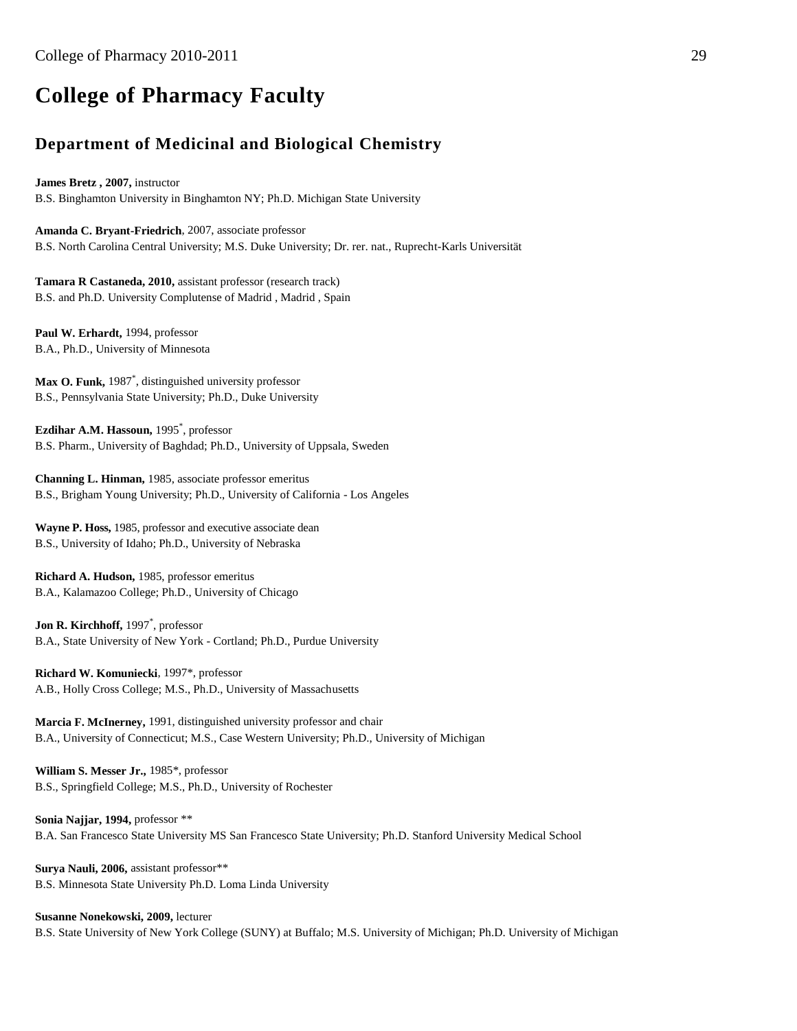# College of Pharmacy Faculty

## Department of Medicinal and Biological Chemistry

**James Bretz , 2007,** instructor
B.S. Binghamton University in Binghamton NY; Ph.D. Michigan State University

**Amanda C. Bryant-Friedrich**, 2007, associate professor
B.S. North Carolina Central University; M.S. Duke University; Dr. rer. nat., Ruprecht-Karls Universität

**Tamara R Castaneda, 2010,** assistant professor (research track)
B.S. and Ph.D. University Complutense of Madrid , Madrid , Spain

**Paul W. Erhardt,** 1994, professor
B.A., Ph.D., University of Minnesota

**Max O. Funk,** 1987*, distinguished university professor
B.S., Pennsylvania State University; Ph.D., Duke University

**Ezdihar A.M. Hassoun,** 1995*, professor
B.S. Pharm., University of Baghdad; Ph.D., University of Uppsala, Sweden

**Channing L. Hinman,** 1985, associate professor emeritus
B.S., Brigham Young University; Ph.D., University of California - Los Angeles

**Wayne P. Hoss,** 1985, professor and executive associate dean
B.S., University of Idaho; Ph.D., University of Nebraska

**Richard A. Hudson,** 1985, professor emeritus
B.A., Kalamazoo College; Ph.D., University of Chicago

**Jon R. Kirchhoff,** 1997*, professor
B.A., State University of New York - Cortland; Ph.D., Purdue University

**Richard W. Komuniecki**, 1997*, professor
A.B., Holly Cross College; M.S., Ph.D., University of Massachusetts

**Marcia F. McInerney,** 1991, distinguished university professor and chair
B.A., University of Connecticut; M.S., Case Western University; Ph.D., University of Michigan

**William S. Messer Jr.,** 1985*, professor
B.S., Springfield College; M.S., Ph.D., University of Rochester

**Sonia Najjar, 1994,** professor **
B.A. San Francesco State University MS San Francesco State University; Ph.D. Stanford University Medical School

**Surya Nauli, 2006,** assistant professor**
B.S. Minnesota State University Ph.D. Loma Linda University

**Susanne Nonekowski, 2009,** lecturer
B.S. State University of New York College (SUNY) at Buffalo; M.S. University of Michigan; Ph.D. University of Michigan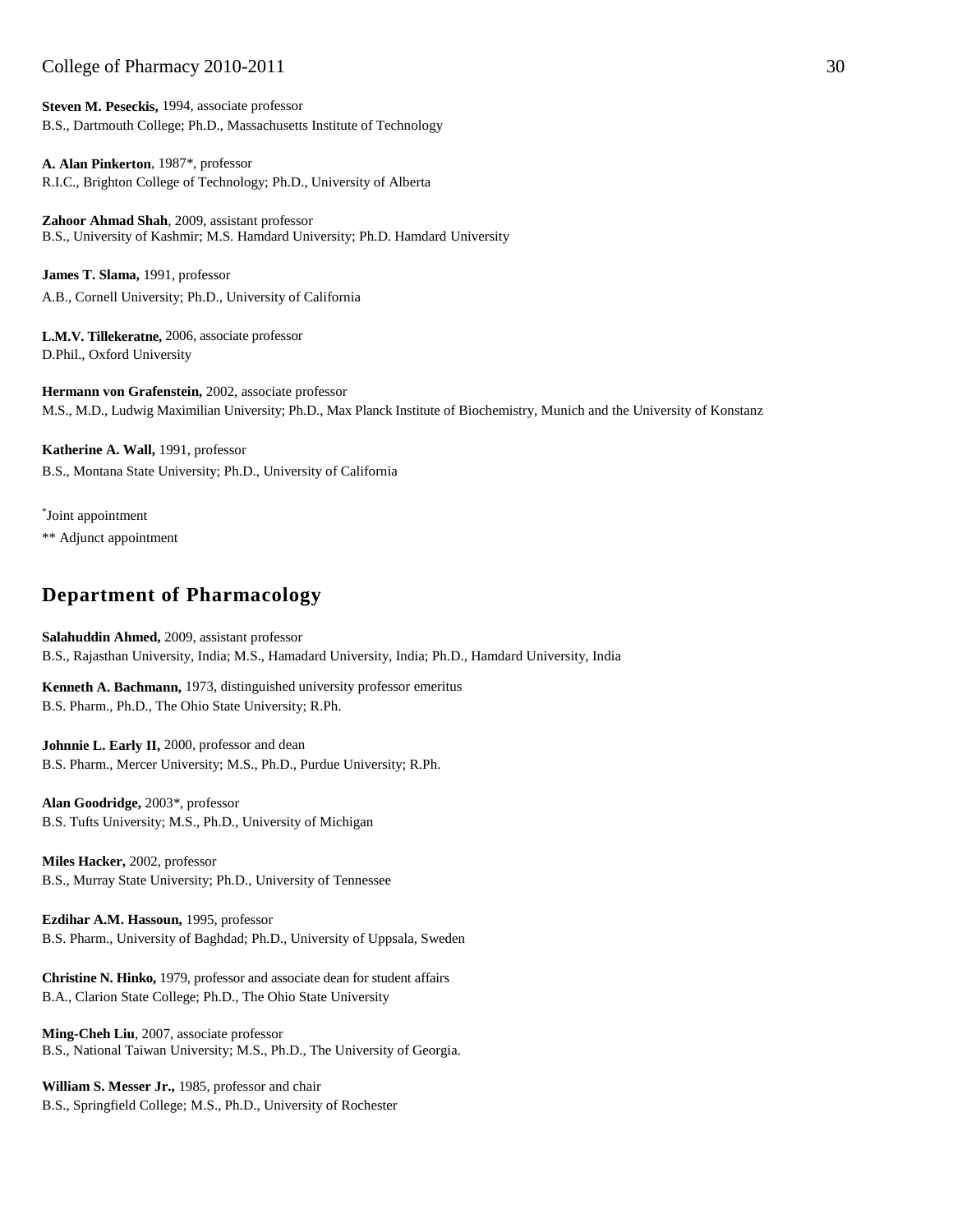**Steven M. Peseckis,** 1994, associate professor
B.S., Dartmouth College; Ph.D., Massachusetts Institute of Technology

**A. Alan Pinkerton**, 1987*, professor
R.I.C., Brighton College of Technology; Ph.D., University of Alberta

**Zahoor Ahmad Shah**, 2009, assistant professor
B.S., University of Kashmir; M.S. Hamdard University; Ph.D. Hamdard University

**James T. Slama,** 1991, professor
A.B., Cornell University; Ph.D., University of California

**L.M.V. Tillekeratne,** 2006, associate professor
D.Phil., Oxford University

**Hermann von Grafenstein,** 2002, associate professor
M.S., M.D., Ludwig Maximilian University; Ph.D., Max Planck Institute of Biochemistry, Munich and the University of Konstanz

**Katherine A. Wall,** 1991, professor
B.S., Montana State University; Ph.D., University of California

*Joint appointment
** Adjunct appointment

## Department of Pharmacology

**Salahuddin Ahmed,** 2009, assistant professor
B.S., Rajasthan University, India; M.S., Hamadard University, India; Ph.D., Hamdard University, India

**Kenneth A. Bachmann,** 1973, distinguished university professor emeritus
B.S. Pharm., Ph.D., The Ohio State University; R.Ph.

**Johnnie L. Early II,** 2000, professor and dean
B.S. Pharm., Mercer University; M.S., Ph.D., Purdue University; R.Ph.

**Alan Goodridge,** 2003*, professor
B.S. Tufts University; M.S., Ph.D., University of Michigan

**Miles Hacker,** 2002, professor
B.S., Murray State University; Ph.D., University of Tennessee

**Ezdihar A.M. Hassoun,** 1995, professor
B.S. Pharm., University of Baghdad; Ph.D., University of Uppsala, Sweden

**Christine N. Hinko,** 1979, professor and associate dean for student affairs
B.A., Clarion State College; Ph.D., The Ohio State University

**Ming-Cheh Liu**, 2007, associate professor
B.S., National Taiwan University; M.S., Ph.D., The University of Georgia.

**William S. Messer Jr.,** 1985, professor and chair
B.S., Springfield College; M.S., Ph.D., University of Rochester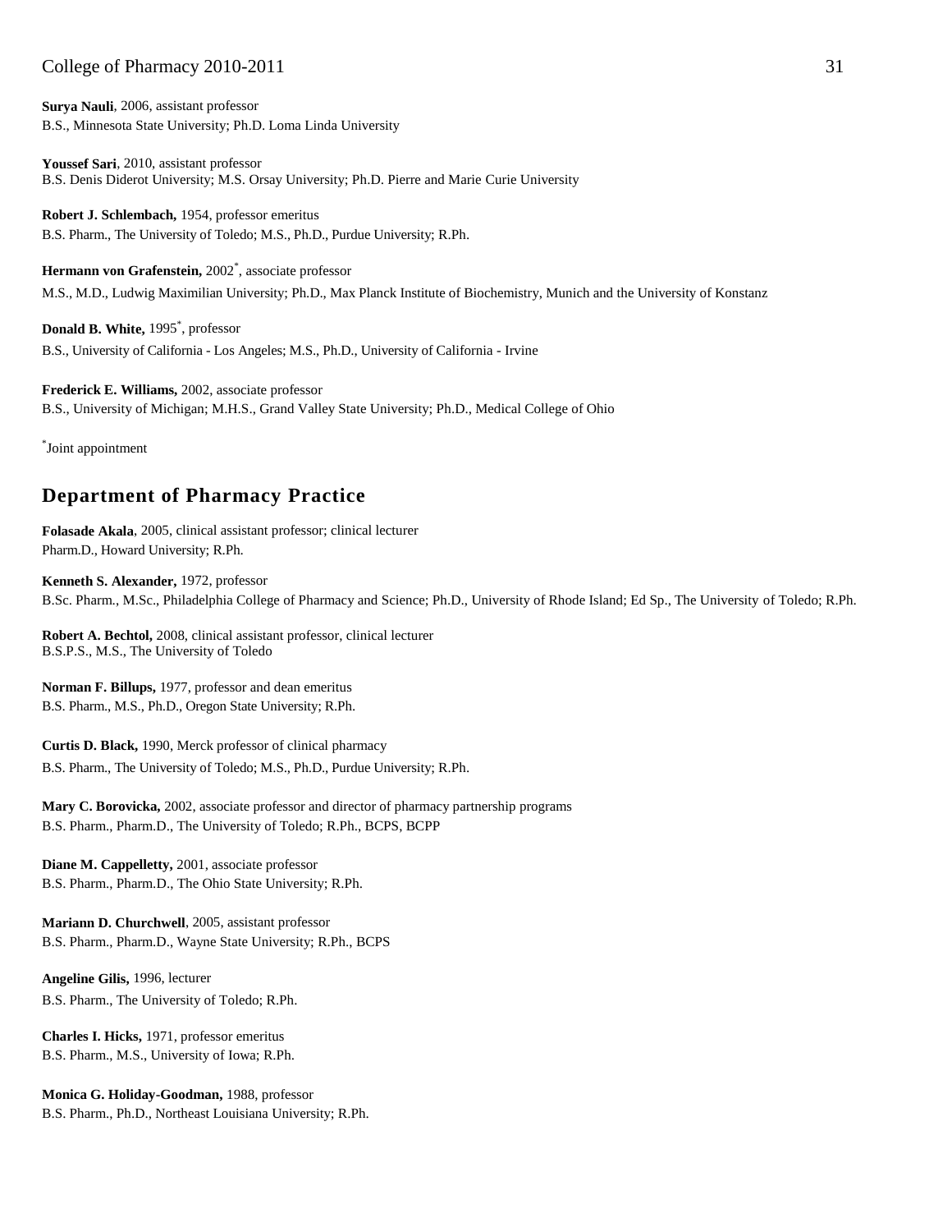**Surya Nauli**, 2006, assistant professor
B.S., Minnesota State University; Ph.D. Loma Linda University

**Youssef Sari**, 2010, assistant professor
B.S. Denis Diderot University; M.S. Orsay University; Ph.D. Pierre and Marie Curie University

**Robert J. Schlembach,** 1954, professor emeritus
B.S. Pharm., The University of Toledo; M.S., Ph.D., Purdue University; R.Ph.

**Hermann von Grafenstein,** 2002*, associate professor
M.S., M.D., Ludwig Maximilian University; Ph.D., Max Planck Institute of Biochemistry, Munich and the University of Konstanz

**Donald B. White,** 1995*, professor
B.S., University of California - Los Angeles; M.S., Ph.D., University of California - Irvine

**Frederick E. Williams,** 2002, associate professor
B.S., University of Michigan; M.H.S., Grand Valley State University; Ph.D., Medical College of Ohio

*Joint appointment

## Department of Pharmacy Practice

**Folasade Akala**, 2005, clinical assistant professor; clinical lecturer
Pharm.D., Howard University; R.Ph.

**Kenneth S. Alexander,** 1972, professor
B.Sc. Pharm., M.Sc., Philadelphia College of Pharmacy and Science; Ph.D., University of Rhode Island; Ed Sp., The University of Toledo; R.Ph.

**Robert A. Bechtol,** 2008, clinical assistant professor, clinical lecturer
B.S.P.S., M.S., The University of Toledo

**Norman F. Billups,** 1977, professor and dean emeritus
B.S. Pharm., M.S., Ph.D., Oregon State University; R.Ph.

**Curtis D. Black,** 1990, Merck professor of clinical pharmacy
B.S. Pharm., The University of Toledo; M.S., Ph.D., Purdue University; R.Ph.

**Mary C. Borovicka,** 2002, associate professor and director of pharmacy partnership programs
B.S. Pharm., Pharm.D., The University of Toledo; R.Ph., BCPS, BCPP

**Diane M. Cappelletty,** 2001, associate professor
B.S. Pharm., Pharm.D., The Ohio State University; R.Ph.

**Mariann D. Churchwell**, 2005, assistant professor
B.S. Pharm., Pharm.D., Wayne State University; R.Ph., BCPS

**Angeline Gilis,** 1996, lecturer
B.S. Pharm., The University of Toledo; R.Ph.

**Charles I. Hicks,** 1971, professor emeritus
B.S. Pharm., M.S., University of Iowa; R.Ph.

**Monica G. Holiday-Goodman,** 1988, professor
B.S. Pharm., Ph.D., Northeast Louisiana University; R.Ph.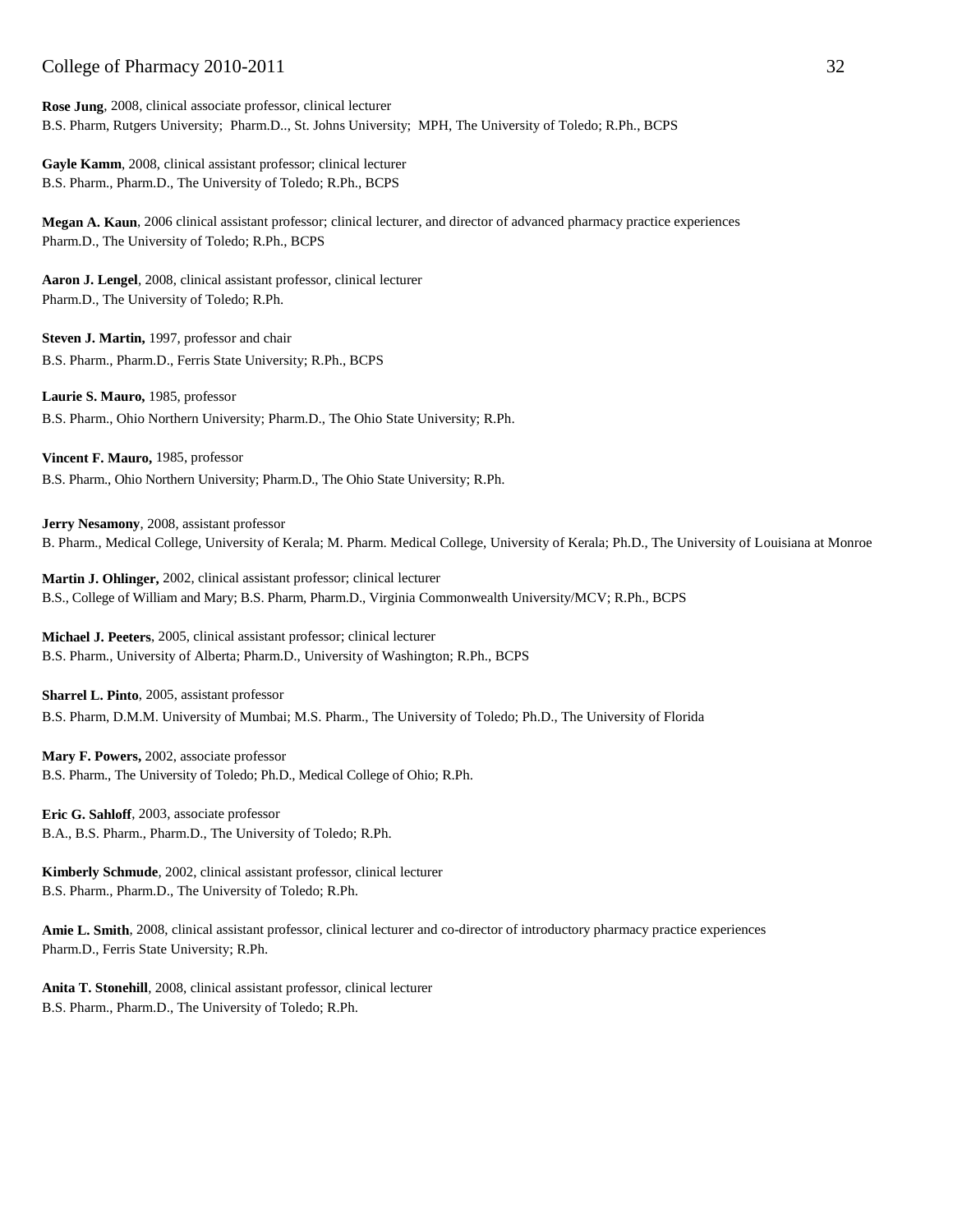**Rose Jung**, 2008, clinical associate professor, clinical lecturer
B.S. Pharm, Rutgers University;  Pharm.D.., St. Johns University;  MPH, The University of Toledo; R.Ph., BCPS

**Gayle Kamm**, 2008, clinical assistant professor; clinical lecturer
B.S. Pharm., Pharm.D., The University of Toledo; R.Ph., BCPS

**Megan A. Kaun**, 2006 clinical assistant professor; clinical lecturer, and director of advanced pharmacy practice experiences
Pharm.D., The University of Toledo; R.Ph., BCPS

**Aaron J. Lengel**, 2008, clinical assistant professor, clinical lecturer
Pharm.D., The University of Toledo; R.Ph.

**Steven J. Martin,** 1997, professor and chair
B.S. Pharm., Pharm.D., Ferris State University; R.Ph., BCPS

**Laurie S. Mauro,** 1985, professor
B.S. Pharm., Ohio Northern University; Pharm.D., The Ohio State University; R.Ph.

**Vincent F. Mauro,** 1985, professor
B.S. Pharm., Ohio Northern University; Pharm.D., The Ohio State University; R.Ph.

**Jerry Nesamony**, 2008, assistant professor
B. Pharm., Medical College, University of Kerala; M. Pharm. Medical College, University of Kerala; Ph.D., The University of Louisiana at Monroe

**Martin J. Ohlinger,** 2002, clinical assistant professor; clinical lecturer
B.S., College of William and Mary; B.S. Pharm, Pharm.D., Virginia Commonwealth University/MCV; R.Ph., BCPS

**Michael J. Peeters**, 2005, clinical assistant professor; clinical lecturer
B.S. Pharm., University of Alberta; Pharm.D., University of Washington; R.Ph., BCPS

**Sharrel L. Pinto**, 2005, assistant professor
B.S. Pharm, D.M.M. University of Mumbai; M.S. Pharm., The University of Toledo; Ph.D., The University of Florida

**Mary F. Powers,** 2002, associate professor
B.S. Pharm., The University of Toledo; Ph.D., Medical College of Ohio; R.Ph.

**Eric G. Sahloff**, 2003, associate professor
B.A., B.S. Pharm., Pharm.D., The University of Toledo; R.Ph.

**Kimberly Schmude**, 2002, clinical assistant professor, clinical lecturer
B.S. Pharm., Pharm.D., The University of Toledo; R.Ph.

**Amie L. Smith**, 2008, clinical assistant professor, clinical lecturer and co-director of introductory pharmacy practice experiences
Pharm.D., Ferris State University; R.Ph.

**Anita T. Stonehill**, 2008, clinical assistant professor, clinical lecturer
B.S. Pharm., Pharm.D., The University of Toledo; R.Ph.